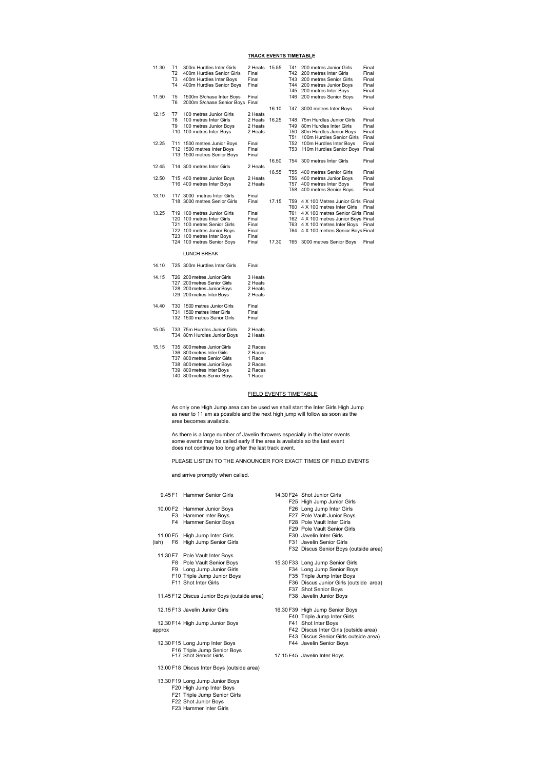## TRACK EVENTS TIMETABLE

| Time | No. | Event | Type |
|---|---|---|---|
| 11.30 | T1 | 300m Hurdles Inter Girls | 2 Heats |
| | T2 | 400m Hurdles Senior Girls | Final |
| | T3 | 400m Hurdles Inter Boys | Final |
| | T4 | 400m Hurdles Senior Boys | Final |
| 11.50 | T5 | 1500m S/chase Inter Boys | Final |
| | T6 | 2000m S/chase Senior Boys | Final |
| 12.15 | T7 | 100 metres Junior Girls | 2 Heats |
| | T8 | 100 metres Inter Girls | 2 Heats |
| | T9 | 100 metres Junior Boys | 2 Heats |
| | T10 | 100 metres Inter Boys | 2 Heats |
| 12.25 | T11 | 1500 metres Junior Boys | Final |
| | T12 | 1500 metres Inter Boys | Final |
| | T13 | 1500 metres Senior Boys | Final |
| 12.45 | T14 | 300 metres Inter Girls | 2 Heats |
| 12.50 | T15 | 400 metres Junior Boys | 2 Heats |
| | T16 | 400 metres Inter Boys | 2 Heats |
| 13.10 | T17 | 3000 metres Inter Girls | Final |
| | T18 | 3000 metres Senior Girls | Final |
| 13.25 | T19 | 100 metres Junior Girls | Final |
| | T20 | 100 metres Inter Girls | Final |
| | T21 | 100 metres Senior Girls | Final |
| | T22 | 100 metres Junior Boys | Final |
| | T23 | 100 metres Inter Boys | Final |
| | T24 | 100 metres Senior Boys | Final |
| | | LUNCH BREAK | |
| 14.10 | T25 | 300m Hurdles Inter Girls | Final |
| 14.15 | T26 | 200 metres Junior Girls | 3 Heats |
| | T27 | 200 metres Senior Girls | 2 Heats |
| | T28 | 200 metres Junior Boys | 2 Heats |
| | T29 | 200 metres Inter Boys | 2 Heats |
| 14.40 | T30 | 1500 metres Junior Girls | Final |
| | T31 | 1500 metres Inter Girls | Final |
| | T32 | 1500 metres Senior Girls | Final |
| 15.05 | T33 | 75m Hurdles Junior Girls | 2 Heats |
| | T34 | 80m Hurdles Junior Boys | 2 Heats |
| 15.15 | T35 | 800 metres Junior Girls | 2 Races |
| | T36 | 800 metres Inter Girls | 2 Races |
| | T37 | 800 metres Senior Girls | 1 Race |
| | T38 | 800 metres Junior Boys | 2 Races |
| | T39 | 800 metres Inter Boys | 2 Races |
| | T40 | 800 metres Senior Boys | 1 Race |
| 15.55 | T41 | 200 metres Junior Girls | Final |
| | T42 | 200 metres Inter Girls | Final |
| | T43 | 200 metres Senior Girls | Final |
| | T44 | 200 metres Junior Boys | Final |
| | T45 | 200 metres Inter Boys | Final |
| | T46 | 200 metres Senior Boys | Final |
| 16.10 | T47 | 3000 metres Inter Boys | Final |
| 16.25 | T48 | 75m Hurdles Junior Girls | Final |
| | T49 | 80m Hurdles Inter Girls | Final |
| | T50 | 80m Hurdles Junior Boys | Final |
| | T51 | 100m Hurdles Senior Girls | Final |
| | T52 | 100m Hurdles Inter Boys | Final |
| | T53 | 110m Hurdles Senior Boys | Final |
| 16.50 | T54 | 300 metres Inter Girls | Final |
| 16.55 | T55 | 400 metres Senior Girls | Final |
| | T56 | 400 metres Junior Boys | Final |
| | T57 | 400 metres Inter Boys | Final |
| | T58 | 400 metres Senior Boys | Final |
| 17.15 | T59 | 4 X 100 Metres Junior Girls | Final |
| | T60 | 4 X 100 metres Inter Girls | Final |
| | T61 | 4 X 100 metres Senior Girls | Final |
| | T62 | 4 X 100 metres Junior Boys | Final |
| | T63 | 4 X 100 metres Inter Boys | Final |
| | T64 | 4 X 100 metres Senior Boys | Final |
| 17.30 | T65 | 3000 metres Senior Boys | Final |

## FIELD EVENTS TIMETABLE

As only one High Jump area can be used we shall start the Inter Girls High Jump as near to 11 am as possible and the next high jump will follow as soon as the area becomes available.

As there is a large number of Javelin throwers especially in the later events some events may be called early if the area is available so the last event does not continue too long after the last track event.

PLEASE LISTEN TO THE ANNOUNCER FOR EXACT TIMES OF FIELD EVENTS

and arrive promptly when called.

| Time | No. | Event |
|---|---|---|
| 9.45 | F1 | Hammer Senior Girls |
| 10.00 | F2 | Hammer Junior Boys |
| | F3 | Hammer Inter Boys |
| | F4 | Hammer Senior Boys |
| 11.00 | F5 | High Jump Inter Girls |
| (ish) | F6 | High Jump Senior Girls |
| 11.30 | F7 | Pole Vault Inter Boys |
| | F8 | Pole Vault Senior Boys |
| | F9 | Long Jump Junior Girls |
| | F10 | Triple Jump Junior Boys |
| | F11 | Shot Inter Girls |
| 11.45 | F12 | Discus Junior Boys (outside area) |
| 12.15 | F13 | Javelin Junior Girls |
| 12.30 approx | F14 | High Jump Junior Boys |
| 12.30 | F15 | Long Jump Inter Boys |
| | F16 | Triple Jump Senior Boys |
| | F17 | Shot Senior Girls |
| 13.00 | F18 | Discus Inter Boys (outside area) |
| 13.30 | F19 | Long Jump Junior Boys |
| | F20 | High Jump Inter Boys |
| | F21 | Triple Jump Senior Girls |
| | F22 | Shot Junior Boys |
| | F23 | Hammer Inter Girls |
| 14.30 | F24 | Shot Junior Girls |
| | F25 | High Jump Junior Girls |
| | F26 | Long Jump Inter Girls |
| | F27 | Pole Vault Junior Boys |
| | F28 | Pole Vault Inter Girls |
| | F29 | Pole Vault Senior Girls |
| | F30 | Javelin Inter Girls |
| | F31 | Javelin Senior Girls |
| | F32 | Discus Senior Boys (outside area) |
| 15.30 | F33 | Long Jump Senior Girls |
| | F34 | Long Jump Senior Boys |
| | F35 | Triple Jump Inter Boys |
| | F36 | Discus Junior Girls (outside area) |
| | F37 | Shot Senior Boys |
| | F38 | Javelin Junior Boys |
| 16.30 | F39 | High Jump Senior Boys |
| | F40 | Triple Jump Inter Girls |
| | F41 | Shot Inter Boys |
| | F42 | Discus Inter Girls (outside area) |
| | F43 | Discus Senior Girls outside area) |
| | F44 | Javelin Senior Boys |
| 17.15 | F45 | Javelin Inter Boys |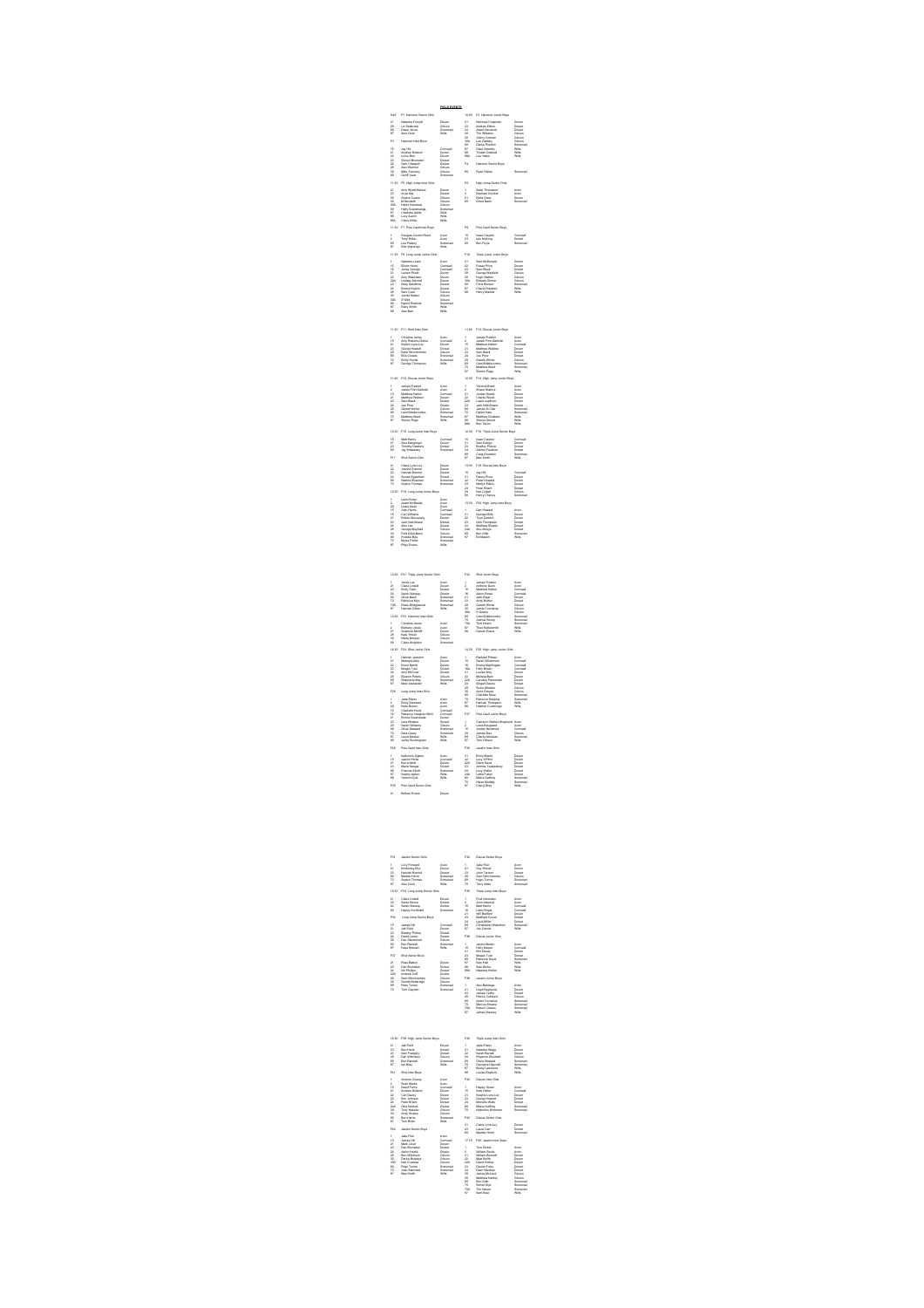**FIELD EVENTS**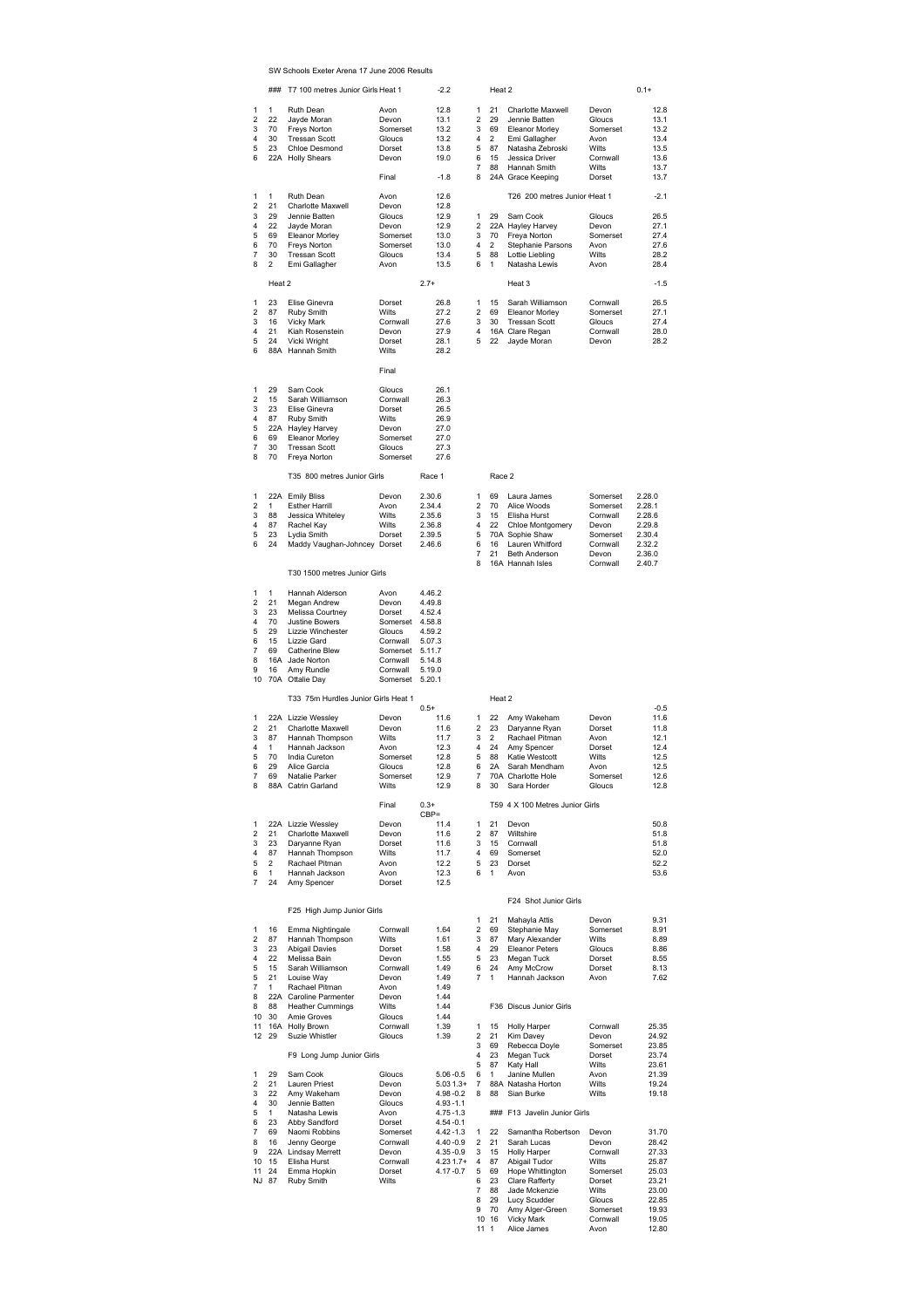SW Schools Exeter Arena 17 June 2006 Results

## ### T7 100 metres Junior Girls

### Heat 1 (-2.2)

| Pos | No | Name | County | Time |
|---|---|---|---|---|
| 1 | 1 | Ruth Dean | Avon | 12.8 |
| 2 | 22 | Jayde Moran | Devon | 13.1 |
| 3 | 70 | Freys Norton | Somerset | 13.2 |
| 4 | 30 | Tressan Scott | Gloucs | 13.2 |
| 5 | 23 | Chloe Desmond | Dorset | 13.8 |
| 6 | 22A | Holly Shears | Devon | 19.0 |

### Heat 2 (0.1+)

| Pos | No | Name | County | Time |
|---|---|---|---|---|
| 1 | 21 | Charlotte Maxwell | Devon | 12.8 |
| 2 | 29 | Jennie Batten | Gloucs | 13.1 |
| 3 | 69 | Eleanor Morley | Somerset | 13.2 |
| 4 | 2 | Emi Gallagher | Avon | 13.4 |
| 5 | 87 | Natasha Zebroski | Wilts | 13.5 |
| 6 | 15 | Jessica Driver | Cornwall | 13.6 |
| 7 | 88 | Hannah Smith | Wilts | 13.7 |
| 8 | 24A | Grace Keeping | Dorset | 13.7 |

### Final (-1.8)

| Pos | No | Name | County | Time |
|---|---|---|---|---|
| 1 | 1 | Ruth Dean | Avon | 12.6 |
| 2 | 21 | Charlotte Maxwell | Devon | 12.8 |
| 3 | 29 | Jennie Batten | Gloucs | 12.9 |
| 4 | 22 | Jayde Moran | Devon | 12.9 |
| 5 | 69 | Eleanor Morley | Somerset | 13.0 |
| 6 | 70 | Freys Norton | Somerset | 13.0 |
| 7 | 30 | Tressan Scott | Gloucs | 13.4 |
| 8 | 2 | Emi Gallagher | Avon | 13.5 |

## T26 200 metres Junior Girls

### Heat 1 (-2.1)

| Pos | No | Name | County | Time |
|---|---|---|---|---|
| 1 | 29 | Sam Cook | Gloucs | 26.5 |
| 2 | 22A | Hayley Harvey | Devon | 27.1 |
| 3 | 70 | Freya Norton | Somerset | 27.4 |
| 4 | 2 | Stephanie Parsons | Avon | 27.6 |
| 5 | 88 | Lottie Liebling | Wilts | 28.2 |
| 6 | 1 | Natasha Lewis | Avon | 28.4 |

### Heat 2 (2.7+)

| Pos | No | Name | County | Time |
|---|---|---|---|---|
| 1 | 23 | Elise Ginevra | Dorset | 26.8 |
| 2 | 87 | Ruby Smith | Wilts | 27.2 |
| 3 | 16 | Vicky Mark | Cornwall | 27.6 |
| 4 | 21 | Kiah Rosenstein | Devon | 27.9 |
| 5 | 24 | Vicki Wright | Dorset | 28.1 |
| 6 | 88A | Hannah Smith | Wilts | 28.2 |

### Heat 3 (-1.5)

| Pos | No | Name | County | Time |
|---|---|---|---|---|
| 1 | 15 | Sarah Williamson | Cornwall | 26.5 |
| 2 | 69 | Eleanor Morley | Somerset | 27.1 |
| 3 | 30 | Tressan Scott | Gloucs | 27.4 |
| 4 | 16A | Clare Regan | Cornwall | 28.0 |
| 5 | 22 | Jayde Moran | Devon | 28.2 |

### Final

| Pos | No | Name | County | Time |
|---|---|---|---|---|
| 1 | 29 | Sam Cook | Gloucs | 26.1 |
| 2 | 15 | Sarah Williamson | Cornwall | 26.3 |
| 3 | 23 | Elise Ginevra | Dorset | 26.5 |
| 4 | 87 | Ruby Smith | Wilts | 26.9 |
| 5 | 22A | Hayley Harvey | Devon | 27.0 |
| 6 | 69 | Eleanor Morley | Somerset | 27.0 |
| 7 | 30 | Tressan Scott | Gloucs | 27.3 |
| 8 | 70 | Freya Norton | Somerset | 27.6 |

## T35 800 metres Junior Girls

### Race 1

| Pos | No | Name | County | Time |
|---|---|---|---|---|
| 1 | 22A | Emily Bliss | Devon | 2.30.6 |
| 2 | 1 | Esther Harrill | Avon | 2.34.4 |
| 3 | 88 | Jessica Whiteley | Wilts | 2.35.6 |
| 4 | 87 | Rachel Kay | Wilts | 2.36.8 |
| 5 | 23 | Lydia Smith | Dorset | 2.39.5 |
| 6 | 24 | Maddy Vaughan-Johncey | Dorset | 2.46.6 |

### Race 2

| Pos | No | Name | County | Time |
|---|---|---|---|---|
| 1 | 69 | Laura James | Somerset | 2.28.0 |
| 2 | 70 | Alice Woods | Somerset | 2.28.1 |
| 3 | 15 | Elisha Hurst | Cornwall | 2.28.6 |
| 4 | 22 | Chloe Montgomery | Devon | 2.29.8 |
| 5 | 70A | Sophie Shaw | Somerset | 2.30.4 |
| 6 | 16 | Lauren Whitford | Cornwall | 2.32.2 |
| 7 | 21 | Beth Anderson | Devon | 2.36.0 |
| 8 | 16A | Hannah Isles | Cornwall | 2.40.7 |

## T30 1500 metres Junior Girls

| Pos | No | Name | County | Time |
|---|---|---|---|---|
| 1 | 1 | Hannah Alderson | Avon | 4.46.2 |
| 2 | 21 | Megan Andrew | Devon | 4.49.8 |
| 3 | 23 | Melissa Courtney | Dorset | 4.52.4 |
| 4 | 70 | Justine Bowers | Somerset | 4.58.8 |
| 5 | 29 | Lizzie Winchester | Gloucs | 4.59.2 |
| 6 | 15 | Lizzie Gard | Cornwall | 5.07.3 |
| 7 | 69 | Catherine Blew | Somerset | 5.11.7 |
| 8 | 16A | Jade Norton | Cornwall | 5.14.8 |
| 9 | 16 | Amy Rundle | Cornwall | 5.19.0 |
| 10 | 70A | Ottalie Day | Somerset | 5.20.1 |

## T33 75m Hurdles Junior Girls

### Heat 1 (0.5+)

| Pos | No | Name | County | Time |
|---|---|---|---|---|
| 1 | 22A | Lizzie Wessley | Devon | 11.6 |
| 2 | 21 | Charlotte Maxwell | Devon | 11.6 |
| 3 | 87 | Hannah Thompson | Wilts | 11.7 |
| 4 | 1 | Hannah Jackson | Avon | 12.3 |
| 5 | 70 | India Cureton | Somerset | 12.8 |
| 6 | 29 | Alice Garcia | Gloucs | 12.8 |
| 7 | 69 | Natalie Parker | Somerset | 12.9 |
| 8 | 88A | Catrin Garland | Wilts | 12.9 |

### Heat 2 (-0.5)

| Pos | No | Name | County | Time |
|---|---|---|---|---|
| 1 | 22 | Amy Wakeham | Devon | 11.6 |
| 2 | 23 | Daryanne Ryan | Dorset | 11.8 |
| 3 | 2 | Rachael Pitman | Avon | 12.1 |
| 4 | 24 | Amy Spencer | Dorset | 12.4 |
| 5 | 88 | Katie Westcott | Wilts | 12.5 |
| 6 | 2A | Sarah Mendham | Avon | 12.5 |
| 7 | 70A | Charlotte Hole | Somerset | 12.6 |
| 8 | 30 | Sara Horder | Gloucs | 12.8 |

### Final (0.3+) CBP=

| Pos | No | Name | County | Time |
|---|---|---|---|---|
| 1 | 22A | Lizzie Wessley | Devon | 11.4 |
| 2 | 21 | Charlotte Maxwell | Devon | 11.6 |
| 3 | 23 | Daryanne Ryan | Dorset | 11.6 |
| 4 | 87 | Hannah Thompson | Wilts | 11.7 |
| 5 | 2 | Rachael Pitman | Avon | 12.2 |
| 6 | 1 | Hannah Jackson | Avon | 12.3 |
| 7 | 24 | Amy Spencer | Dorset | 12.5 |

## T59 4 X 100 Metres Junior Girls

| Pos | No | Team | Time |
|---|---|---|---|
| 1 | 21 | Devon | 50.8 |
| 2 | 87 | Wiltshire | 51.8 |
| 3 | 15 | Cornwall | 51.8 |
| 4 | 69 | Somerset | 52.0 |
| 5 | 23 | Dorset | 52.2 |
| 6 | 1 | Avon | 53.6 |

## F25 High Jump Junior Girls

| Pos | No | Name | County | Height |
|---|---|---|---|---|
| 1 | 16 | Emma Nightingale | Cornwall | 1.64 |
| 2 | 87 | Hannah Thompson | Wilts | 1.61 |
| 3 | 23 | Abigail Davies | Dorset | 1.58 |
| 4 | 22 | Melissa Bain | Devon | 1.55 |
| 5 | 15 | Sarah Williamson | Cornwall | 1.49 |
| 5 | 21 | Louise Way | Devon | 1.49 |
| 7 | 1 | Rachael Pitman | Avon | 1.49 |
| 8 | 22A | Caroline Parmenter | Devon | 1.44 |
| 8 | 88 | Heather Cummings | Wilts | 1.44 |
| 10 | 30 | Amie Groves | Gloucs | 1.44 |
| 11 | 16A | Holly Brown | Cornwall | 1.39 |
| 12 | 29 | Suzie Whistler | Gloucs | 1.39 |

## F24 Shot Junior Girls

| Pos | No | Name | County | Distance |
|---|---|---|---|---|
| 1 | 21 | Mahayla Attis | Devon | 9.31 |
| 2 | 69 | Stephanie May | Somerset | 8.91 |
| 3 | 87 | Mary Alexander | Wilts | 8.89 |
| 4 | 29 | Eleanor Peters | Gloucs | 8.86 |
| 5 | 23 | Megan Tuck | Dorset | 8.55 |
| 6 | 24 | Amy McCrow | Dorset | 8.13 |
| 7 | 1 | Hannah Jackson | Avon | 7.62 |

## F9 Long Jump Junior Girls

| Pos | No | Name | County | Distance | Wind |
|---|---|---|---|---|---|
| 1 | 29 | Sam Cook | Gloucs | 5.06 | -0.5 |
| 2 | 21 | Lauren Priest | Devon | 5.03 | 1.3+ |
| 3 | 22 | Amy Wakeham | Devon | 4.98 | -0.2 |
| 4 | 30 | Jennie Batten | Gloucs | 4.93 | -1.1 |
| 5 | 1 | Natasha Lewis | Avon | 4.75 | -1.3 |
| 6 | 23 | Abby Sandford | Dorset | 4.54 | -0.1 |
| 7 | 69 | Naomi Robbins | Somerset | 4.42 | -1.3 |
| 8 | 16 | Jenny George | Cornwall | 4.40 | -0.9 |
| 9 | 22A | Lindsay Merrett | Devon | 4.35 | -0.9 |
| 10 | 15 | Elisha Hurst | Cornwall | 4.23 | 1.7+ |
| 11 | 24 | Emma Hopkin | Dorset | 4.17 | -0.7 |
| NJ | 87 | Ruby Smith | Wilts | | |

## F36 Discus Junior Girls

| Pos | No | Name | County | Distance |
|---|---|---|---|---|
| 1 | 15 | Holly Harper | Cornwall | 25.35 |
| 2 | 21 | Kim Davey | Devon | 24.92 |
| 3 | 69 | Rebecca Doyle | Somerset | 23.85 |
| 4 | 23 | Megan Tuck | Dorset | 23.74 |
| 5 | 87 | Katy Hall | Wilts | 23.61 |
| 6 | 1 | Janine Mullen | Avon | 21.39 |
| 7 | 88A | Natasha Horton | Wilts | 19.24 |
| 8 | 88 | Sian Burke | Wilts | 19.18 |

## ### F13 Javelin Junior Girls

| Pos | No | Name | County | Distance |
|---|---|---|---|---|
| 1 | 22 | Samantha Robertson | Devon | 31.70 |
| 2 | 21 | Sarah Lucas | Devon | 28.42 |
| 3 | 15 | Holly Harper | Cornwall | 27.33 |
| 4 | 87 | Abigail Tudor | Wilts | 25.87 |
| 5 | 69 | Hope Whittington | Somerset | 25.03 |
| 6 | 23 | Clare Rafferty | Dorset | 23.21 |
| 7 | 88 | Jade Mckenzie | Wilts | 23.00 |
| 8 | 29 | Lucy Scudder | Gloucs | 22.85 |
| 9 | 70 | Amy Alger-Green | Somerset | 19.93 |
| 10 | 16 | Vicky Mark | Cornwall | 19.05 |
| 11 | 1 | Alice James | Avon | 12.80 |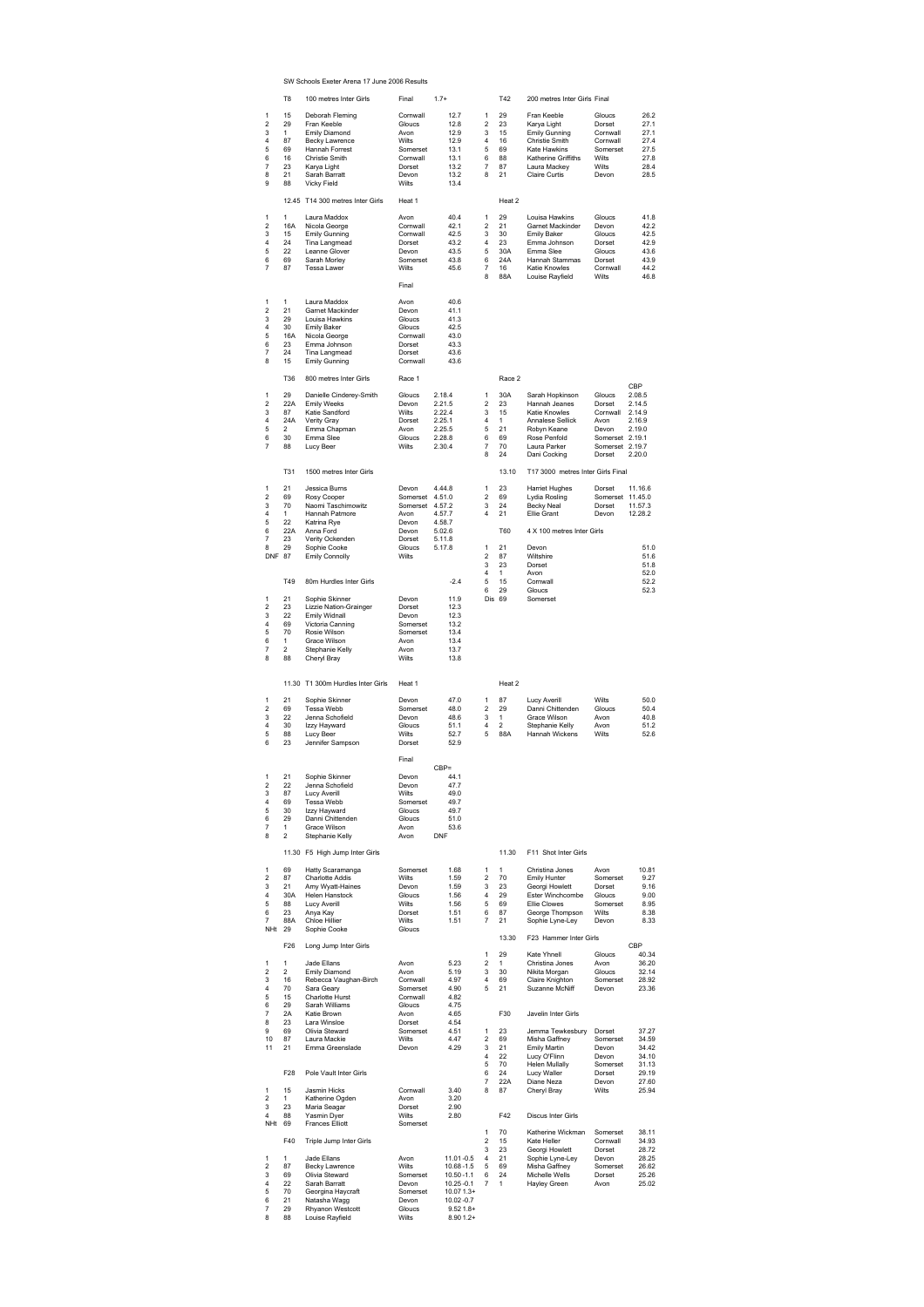SW Schools Exeter Arena 17 June 2006 Results

## T8 100 metres Inter Girls Final 1.7+

| Pos | No | Name | County | Result |
|---|---|---|---|---|
| 1 | 15 | Deborah Fleming | Cornwall | 12.7 |
| 2 | 29 | Fran Keeble | Gloucs | 12.8 |
| 3 | 1 | Emily Diamond | Avon | 12.9 |
| 4 | 87 | Becky Lawrence | Wilts | 12.9 |
| 5 | 69 | Hannah Forrest | Somerset | 13.1 |
| 6 | 16 | Christie Smith | Cornwall | 13.1 |
| 7 | 23 | Karya Light | Dorset | 13.2 |
| 8 | 21 | Sarah Barratt | Devon | 13.2 |
| 9 | 88 | Vicky Field | Wilts | 13.4 |

## T42 200 metres Inter Girls Final

| Pos | No | Name | County | Result |
|---|---|---|---|---|
| 1 | 29 | Fran Keeble | Gloucs | 26.2 |
| 2 | 23 | Karya Light | Dorset | 27.1 |
| 3 | 15 | Emily Gunning | Cornwall | 27.1 |
| 4 | 16 | Christie Smith | Cornwall | 27.4 |
| 5 | 69 | Kate Hawkins | Somerset | 27.5 |
| 6 | 88 | Katherine Griffiths | Wilts | 27.8 |
| 7 | 87 | Laura Mackey | Wilts | 28.4 |
| 8 | 21 | Claire Curtis | Devon | 28.5 |

## 12.45 T14 300 metres Inter Girls

Heat 1

| Pos | No | Name | County | Result |
|---|---|---|---|---|
| 1 | 1 | Laura Maddox | Avon | 40.4 |
| 2 | 16A | Nicola George | Cornwall | 42.1 |
| 3 | 15 | Emily Gunning | Cornwall | 42.5 |
| 4 | 24 | Tina Langmead | Dorset | 43.2 |
| 5 | 22 | Leanne Glover | Devon | 43.5 |
| 6 | 69 | Sarah Morley | Somerset | 43.8 |
| 7 | 87 | Tessa Lawer | Wilts | 45.6 |

Heat 2

| Pos | No | Name | County | Result |
|---|---|---|---|---|
| 1 | 29 | Louisa Hawkins | Gloucs | 41.8 |
| 2 | 21 | Garnet Mackinder | Devon | 42.2 |
| 3 | 30 | Emily Baker | Gloucs | 42.5 |
| 4 | 23 | Emma Johnson | Dorset | 42.9 |
| 5 | 30A | Emma Slee | Gloucs | 43.6 |
| 6 | 24A | Hannah Stammas | Dorset | 43.9 |
| 7 | 16 | Katie Knowles | Cornwall | 44.2 |
| 8 | 88A | Louise Rayfield | Wilts | 46.8 |

Final

| Pos | No | Name | County | Result |
|---|---|---|---|---|
| 1 | 1 | Laura Maddox | Avon | 40.6 |
| 2 | 21 | Garnet Mackinder | Devon | 41.1 |
| 3 | 29 | Louisa Hawkins | Gloucs | 41.3 |
| 4 | 30 | Emily Baker | Gloucs | 42.5 |
| 5 | 16A | Nicola George | Cornwall | 43.0 |
| 6 | 23 | Emma Johnson | Dorset | 43.3 |
| 7 | 24 | Tina Langmead | Dorset | 43.6 |
| 8 | 15 | Emily Gunning | Cornwall | 43.6 |

## T36 800 metres Inter Girls

Race 1

| Pos | No | Name | County | Result |
|---|---|---|---|---|
| 1 | 29 | Danielle Cinderey-Smith | Gloucs | 2.18.4 |
| 2 | 22A | Emily Weeks | Devon | 2.21.5 |
| 3 | 87 | Katie Sandford | Wilts | 2.22.4 |
| 4 | 24A | Verity Gray | Dorset | 2.25.1 |
| 5 | 2 | Emma Chapman | Avon | 2.25.5 |
| 6 | 30 | Emma Slee | Gloucs | 2.28.8 |
| 7 | 88 | Lucy Beer | Wilts | 2.30.4 |

Race 2

| Pos | No | Name | County | Result |
|---|---|---|---|---|
| 1 | 30A | Sarah Hopkinson | Gloucs | 2.08.5 CBP |
| 2 | 23 | Hannah Jeanes | Dorset | 2.14.5 |
| 3 | 15 | Katie Knowles | Cornwall | 2.14.9 |
| 4 | 1 | Annalese Sellick | Avon | 2.16.9 |
| 5 | 21 | Robyn Keane | Devon | 2.19.0 |
| 6 | 69 | Rose Penfold | Somerset | 2.19.1 |
| 7 | 70 | Laura Parker | Somerset | 2.19.7 |
| 8 | 24 | Dani Cocking | Dorset | 2.20.0 |

## T31 1500 metres Inter Girls

| Pos | No | Name | County | Result |
|---|---|---|---|---|
| 1 | 21 | Jessica Burns | Devon | 4.44.8 |
| 2 | 69 | Rosy Cooper | Somerset | 4.51.0 |
| 3 | 70 | Naomi Taschimowitz | Somerset | 4.57.2 |
| 4 | 1 | Hannah Patmore | Avon | 4.57.7 |
| 5 | 22 | Katrina Rye | Devon | 4.58.7 |
| 6 | 22A | Anna Ford | Devon | 5.02.6 |
| 7 | 23 | Verity Ockenden | Dorset | 5.11.8 |
| 8 | 29 | Sophie Cooke | Gloucs | 5.17.8 |
| DNF | 87 | Emily Connolly | Wilts | |

## 13.10 T17 3000 metres Inter Girls Final

| Pos | No | Name | County | Result |
|---|---|---|---|---|
| 1 | 23 | Harriet Hughes | Dorset | 11.16.6 |
| 2 | 69 | Lydia Rosling | Somerset | 11.45.0 |
| 3 | 24 | Becky Neal | Dorset | 11.57.3 |
| 4 | 21 | Ellie Grant | Devon | 12.28.2 |

## T60 4 X 100 metres Inter Girls

| Pos | No | Team | Result |
|---|---|---|---|
| 1 | 21 | Devon | 51.0 |
| 2 | 87 | Wiltshire | 51.6 |
| 3 | 23 | Dorset | 51.8 |
| 4 | 1 | Avon | 52.0 |
| 5 | 15 | Cornwall | 52.2 |
| 6 | 29 | Gloucs | 52.3 |
| Dis | 69 | Somerset | |

## T49 80m Hurdles Inter Girls -2.4

| Pos | No | Name | County | Result |
|---|---|---|---|---|
| 1 | 21 | Sophie Skinner | Devon | 11.9 |
| 2 | 23 | Lizzie Nation-Grainger | Dorset | 12.3 |
| 3 | 22 | Emily Widnall | Devon | 12.3 |
| 4 | 69 | Victoria Canning | Somerset | 13.2 |
| 5 | 70 | Rosie Wilson | Somerset | 13.4 |
| 6 | 1 | Grace Wilson | Avon | 13.4 |
| 7 | 2 | Stephanie Kelly | Avon | 13.7 |
| 8 | 88 | Cheryl Bray | Wilts | 13.8 |

## 11.30 T1 300m Hurdles Inter Girls

Heat 1

| Pos | No | Name | County | Result |
|---|---|---|---|---|
| 1 | 21 | Sophie Skinner | Devon | 47.0 |
| 2 | 69 | Tessa Webb | Somerset | 48.0 |
| 3 | 22 | Jenna Schofield | Devon | 48.6 |
| 4 | 30 | Izzy Hayward | Gloucs | 51.1 |
| 5 | 88 | Lucy Beer | Wilts | 52.7 |
| 6 | 23 | Jennifer Sampson | Dorset | 52.9 |

Heat 2

| Pos | No | Name | County | Result |
|---|---|---|---|---|
| 1 | 87 | Lucy Averill | Wilts | 50.0 |
| 2 | 29 | Danni Chittenden | Gloucs | 50.4 |
| 3 | 1 | Grace Wilson | Avon | 40.8 |
| 4 | 2 | Stephanie Kelly | Avon | 51.2 |
| 5 | 88A | Hannah Wickens | Wilts | 52.6 |

Final

| Pos | No | Name | County | Result |
|---|---|---|---|---|
| 1 | 21 | Sophie Skinner | Devon | 44.1 CBP= |
| 2 | 22 | Jenna Schofield | Devon | 47.7 |
| 3 | 87 | Lucy Averill | Wilts | 49.0 |
| 4 | 69 | Tessa Webb | Somerset | 49.7 |
| 5 | 30 | Izzy Hayward | Gloucs | 49.7 |
| 6 | 29 | Danni Chittenden | Gloucs | 51.0 |
| 7 | 1 | Grace Wilson | Avon | 53.6 |
| 8 | 2 | Stephanie Kelly | Avon | DNF |

## 11.30 F5 High Jump Inter Girls

| Pos | No | Name | County | Result |
|---|---|---|---|---|
| 1 | 69 | Hatty Scaramanga | Somerset | 1.68 |
| 2 | 87 | Charlotte Addis | Wilts | 1.59 |
| 3 | 21 | Amy Wyatt-Haines | Devon | 1.59 |
| 4 | 30A | Helen Hanstock | Gloucs | 1.56 |
| 5 | 88 | Lucy Averill | Wilts | 1.56 |
| 6 | 23 | Anya Kay | Dorset | 1.51 |
| 7 | 88A | Chloe Hillier | Wilts | 1.51 |
| NHt | 29 | Sophie Cooke | Gloucs | |

## 11.30 F11 Shot Inter Girls

| Pos | No | Name | County | Result |
|---|---|---|---|---|
| 1 | 1 | Christina Jones | Avon | 10.81 |
| 2 | 70 | Emily Hunter | Somerset | 9.27 |
| 3 | 23 | Georgi Howlett | Dorset | 9.16 |
| 4 | 29 | Ester Winchcombe | Gloucs | 9.00 |
| 5 | 69 | Ellie Clowes | Somerset | 8.95 |
| 6 | 87 | George Thompson | Wilts | 8.38 |
| 7 | 21 | Sophie Lyne-Ley | Devon | 8.33 |

## F26 Long Jump Inter Girls

| Pos | No | Name | County | Result |
|---|---|---|---|---|
| 1 | 1 | Jade Ellans | Avon | 5.23 |
| 2 | 2 | Emily Diamond | Avon | 5.19 |
| 3 | 16 | Rebecca Vaughan-Birch | Cornwall | 4.97 |
| 4 | 70 | Sara Geary | Somerset | 4.90 |
| 5 | 15 | Charlotte Hurst | Cornwall | 4.82 |
| 6 | 29 | Sarah Williams | Gloucs | 4.75 |
| 7 | 2A | Katie Brown | Avon | 4.65 |
| 8 | 23 | Lara Winsloe | Dorset | 4.54 |
| 9 | 69 | Olivia Steward | Somerset | 4.51 |
| 10 | 87 | Laura Mackie | Wilts | 4.47 |
| 11 | 21 | Emma Greenslade | Devon | 4.29 |

## 13.30 F23 Hammer Inter Girls

| Pos | No | Name | County | Result |
|---|---|---|---|---|
| 1 | 29 | Kate Ynnell | Gloucs | 40.34 CBP |
| 2 | 1 | Christina Jones | Avon | 36.20 |
| 3 | 30 | Nikita Morgan | Gloucs | 32.14 |
| 4 | 69 | Claire Knighton | Somerset | 28.92 |
| 5 | 21 | Suzanne McNiff | Devon | 23.36 |

## F30 Javelin Inter Girls

| Pos | No | Name | County | Result |
|---|---|---|---|---|
| 1 | 23 | Jemma Tewkesbury | Dorset | 37.27 |
| 2 | 69 | Misha Gaffney | Somerset | 34.59 |
| 3 | 21 | Emily Martin | Devon | 34.42 |
| 4 | 22 | Lucy O'Flinn | Devon | 34.10 |
| 5 | 70 | Helen Mullally | Somerset | 31.13 |
| 6 | 24 | Lucy Waller | Dorset | 29.19 |
| 7 | 22A | Diane Neza | Devon | 27.60 |
| 8 | 87 | Cheryl Bray | Wilts | 25.94 |

## F28 Pole Vault Inter Girls

| Pos | No | Name | County | Result |
|---|---|---|---|---|
| 1 | 15 | Jasmin Hicks | Cornwall | 3.40 |
| 2 | 1 | Katherine Ogden | Avon | 3.20 |
| 3 | 23 | Maria Seagar | Dorset | 2.90 |
| 4 | 88 | Yasmin Dyer | Wilts | 2.80 |
| NHt | 69 | Frances Elliott | Somerset | |

## F42 Discus Inter Girls

| Pos | No | Name | County | Result |
|---|---|---|---|---|
| 1 | 70 | Katherine Wickman | Somerset | 38.11 |
| 2 | 15 | Kate Heller | Cornwall | 34.93 |
| 3 | 23 | Georgi Howlett | Dorset | 28.72 |
| 4 | 21 | Sophie Lyne-Ley | Devon | 28.25 |
| 5 | 69 | Misha Gaffney | Somerset | 26.62 |
| 6 | 24 | Michelle Wells | Dorset | 25.26 |
| 7 | 1 | Hayley Green | Avon | 25.02 |

## F40 Triple Jump Inter Girls

| Pos | No | Name | County | Result | Wind |
|---|---|---|---|---|---|
| 1 | 1 | Jade Ellans | Avon | 11.01 | -0.5 |
| 2 | 87 | Becky Lawrence | Wilts | 10.68 | -1.5 |
| 3 | 69 | Olivia Steward | Somerset | 10.50 | -1.1 |
| 4 | 22 | Sarah Barratt | Devon | 10.25 | -0.1 |
| 5 | 70 | Georgina Haycraft | Somerset | 10.07 | 1.3+ |
| 6 | 21 | Natasha Wagg | Devon | 10.02 | -0.7 |
| 7 | 29 | Rhyanon Westcott | Gloucs | 9.52 | 1.8+ |
| 8 | 88 | Louise Rayfield | Wilts | 8.90 | 1.2+ |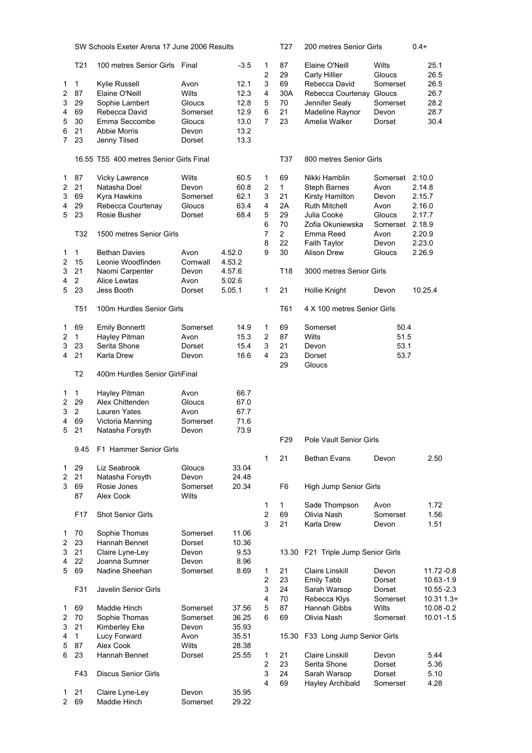SW Schools Exeter Arena 17 June 2006 Results

### T21 100 metres Senior Girls Final -3.5

| Pos | No | Name | County | Result |
|---|---|---|---|---|
| 1 | 1 | Kylie Russell | Avon | 12.1 |
| 2 | 87 | Elaine O'Neill | Wilts | 12.3 |
| 3 | 29 | Sophie Lambert | Gloucs | 12.8 |
| 4 | 69 | Rebecca David | Somerset | 12.9 |
| 5 | 30 | Emma Seccombe | Gloucs | 13.0 |
| 6 | 21 | Abbie Morris | Devon | 13.2 |
| 7 | 23 | Jenny Tilsed | Dorset | 13.3 |

### 16.55 T55 400 metres Senior Girls Final

| Pos | No | Name | County | Result |
|---|---|---|---|---|
| 1 | 87 | Vicky Lawrence | Wilts | 60.5 |
| 2 | 21 | Natasha Doel | Devon | 60.8 |
| 3 | 69 | Kyra Hawkins | Somerset | 62.1 |
| 4 | 29 | Rebecca Courtenay | Gloucs | 63.4 |
| 5 | 23 | Rosie Busher | Dorset | 68.4 |

### T32 1500 metres Senior Girls

| Pos | No | Name | County | Result |
|---|---|---|---|---|
| 1 | 1 | Bethan Davies | Avon | 4.52.0 |
| 2 | 15 | Leonie Woodfinden | Cornwall | 4.53.2 |
| 3 | 21 | Naomi Carpenter | Devon | 4.57.6 |
| 4 | 2 | Alice Lewtas | Avon | 5.02.6 |
| 5 | 23 | Jess Booth | Dorset | 5.05.1 |

### T51 100m Hurdles Senior Girls

| Pos | No | Name | County | Result |
|---|---|---|---|---|
| 1 | 69 | Emily Bonnertt | Somerset | 14.9 |
| 2 | 1 | Hayley Pitman | Avon | 15.3 |
| 3 | 23 | Serita Shone | Dorset | 15.4 |
| 4 | 21 | Karla Drew | Devon | 16.6 |

### T2 400m Hurdles Senior Girls Final

| Pos | No | Name | County | Result |
|---|---|---|---|---|
| 1 | 1 | Hayley Pitman | Avon | 66.7 |
| 2 | 29 | Alex Chittenden | Gloucs | 67.0 |
| 3 | 2 | Lauren Yates | Avon | 67.7 |
| 4 | 69 | Victoria Manning | Somerset | 71.6 |
| 5 | 21 | Natasha Forsyth | Devon | 73.9 |

### 9.45 F1 Hammer Senior Girls

| Pos | No | Name | County | Result |
|---|---|---|---|---|
| 1 | 29 | Liz Seabrook | Gloucs | 33.04 |
| 2 | 21 | Natasha Forsyth | Devon | 24.48 |
| 3 | 69 | Rosie Jones | Somerset | 20.34 |
| | 87 | Alex Cook | Wilts | |

### F17 Shot Senior Girls

| Pos | No | Name | County | Result |
|---|---|---|---|---|
| 1 | 70 | Sophie Thomas | Somerset | 11.06 |
| 2 | 23 | Hannah Bennet | Dorset | 10.36 |
| 3 | 21 | Claire Lyne-Ley | Devon | 9.53 |
| 4 | 22 | Joanna Sumner | Devon | 8.96 |
| 5 | 69 | Nadine Sheehan | Somerset | 8.69 |

### F31 Javelin Senior Girls

| Pos | No | Name | County | Result |
|---|---|---|---|---|
| 1 | 69 | Maddie Hinch | Somerset | 37.56 |
| 2 | 70 | Sophie Thomas | Somerset | 36.25 |
| 3 | 21 | Kimberley Eke | Devon | 35.93 |
| 4 | 1 | Lucy Forward | Avon | 35.51 |
| 5 | 87 | Alex Cook | Wilts | 28.38 |
| 6 | 23 | Hannah Bennet | Dorset | 25.55 |

### F43 Discus Senior Girls

| Pos | No | Name | County | Result |
|---|---|---|---|---|
| 1 | 21 | Claire Lyne-Ley | Devon | 35.95 |
| 2 | 69 | Maddie Hinch | Somerset | 29.22 |

### T27 200 metres Senior Girls 0.4+

| Pos | No | Name | County | Result |
|---|---|---|---|---|
| 1 | 87 | Elaine O'Neill | Wilts | 25.1 |
| 2 | 29 | Carly Hillier | Gloucs | 26.5 |
| 3 | 69 | Rebecca David | Somerset | 26.5 |
| 4 | 30A | Rebecca Courtenay | Gloucs | 26.7 |
| 5 | 70 | Jennifer Sealy | Somerset | 28.2 |
| 6 | 21 | Madeline Raynor | Devon | 28.7 |
| 7 | 23 | Amelia Walker | Dorset | 30.4 |

### T37 800 metres Senior Girls

| Pos | No | Name | County | Result |
|---|---|---|---|---|
| 1 | 69 | Nikki Hamblin | Somerset | 2.10.0 |
| 2 | 1 | Steph Barnes | Avon | 2.14.8 |
| 3 | 21 | Kirsty Hamilton | Devon | 2.15.7 |
| 4 | 2A | Ruth Mitchell | Avon | 2.16.0 |
| 5 | 29 | Julia Cooke | Gloucs | 2.17.7 |
| 6 | 70 | Zofia Okuniewska | Somerset | 2.18.9 |
| 7 | 2 | Emma Reed | Avon | 2.20.9 |
| 8 | 22 | Faith Taylor | Devon | 2.23.0 |
| 9 | 30 | Alison Drew | Gloucs | 2.26.9 |

### T18 3000 metres Senior Girls

| Pos | No | Name | County | Result |
|---|---|---|---|---|
| 1 | 21 | Hollie Knight | Devon | 10.25.4 |

### T61 4 X 100 metres Senior Girls

| Pos | No | Team | Result |
|---|---|---|---|
| 1 | 69 | Somerset | 50.4 |
| 2 | 87 | Wilts | 51.5 |
| 3 | 21 | Devon | 53.1 |
| 4 | 23 | Dorset | 53.7 |
| | 29 | Gloucs | |

### F29 Pole Vault Senior Girls

| Pos | No | Name | County | Result |
|---|---|---|---|---|
| 1 | 21 | Bethan Evans | Devon | 2.50 |

### F6 High Jump Senior Girls

| Pos | No | Name | County | Result |
|---|---|---|---|---|
| 1 | 1 | Sade Thompson | Avon | 1.72 |
| 2 | 69 | Olivia Nash | Somerset | 1.56 |
| 3 | 21 | Karla Drew | Devon | 1.51 |

### 13.30 F21 Triple Jump Senior Girls

| Pos | No | Name | County | Result |
|---|---|---|---|---|
| 1 | 21 | Claire Linskill | Devon | 11.72 -0.8 |
| 2 | 23 | Emily Tabb | Dorset | 10.63 -1.9 |
| 3 | 24 | Sarah Warsop | Dorset | 10.55 -2.3 |
| 4 | 70 | Rebecca Klys | Somerset | 10.31 1.3+ |
| 5 | 87 | Hannah Gibbs | Wilts | 10.08 -0.2 |
| 6 | 69 | Olivia Nash | Somerset | 10.01 -1.5 |

### 15.30 F33 Long Jump Senior Girls

| Pos | No | Name | County | Result |
|---|---|---|---|---|
| 1 | 21 | Claire Linskill | Devon | 5.44 |
| 2 | 23 | Serita Shone | Dorset | 5.36 |
| 3 | 24 | Sarah Warsop | Dorset | 5.10 |
| 4 | 69 | Hayley Archibald | Somerset | 4.28 |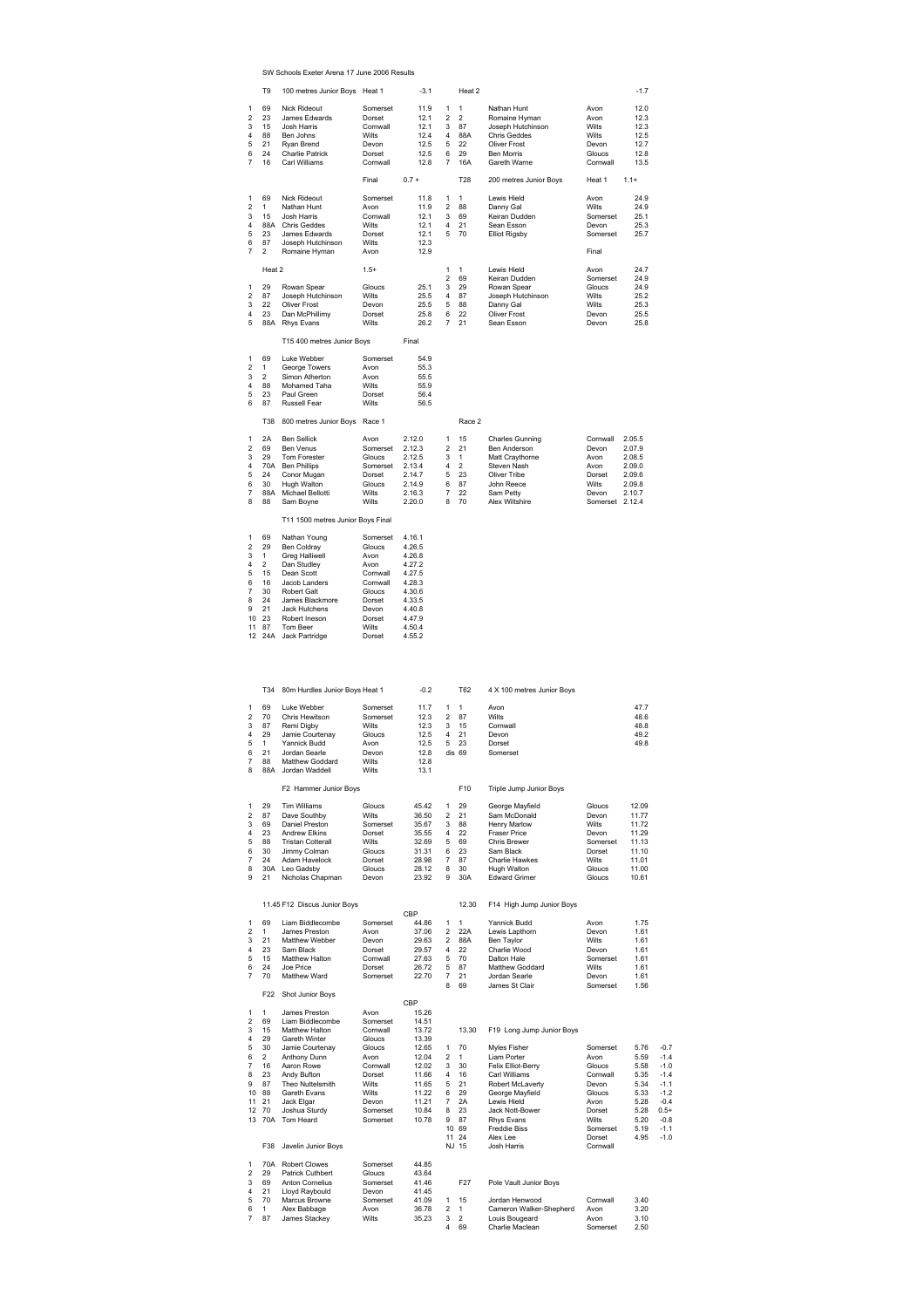SW Schools Exeter Arena 17 June 2006 Results

## T9 100 metres Junior Boys Heat 1 (-3.1)

| Pos | No | Name | County | Time |
|---|---|---|---|---|
| 1 | 69 | Nick Rideout | Somerset | 11.9 |
| 2 | 23 | James Edwards | Dorset | 12.1 |
| 3 | 15 | Josh Harris | Cornwall | 12.1 |
| 4 | 88 | Ben Johns | Wilts | 12.4 |
| 5 | 21 | Ryan Brend | Devon | 12.5 |
| 6 | 24 | Charlie Patrick | Dorset | 12.5 |
| 7 | 16 | Carl Williams | Cornwall | 12.8 |

## Heat 2 (-1.7)

| Pos | No | Name | County | Time |
|---|---|---|---|---|
| 1 | 1 | Nathan Hunt | Avon | 12.0 |
| 2 | 2 | Romaine Hyman | Avon | 12.3 |
| 3 | 87 | Joseph Hutchinson | Wilts | 12.3 |
| 4 | 88A | Chris Geddes | Wilts | 12.5 |
| 5 | 22 | Oliver Frost | Devon | 12.7 |
| 6 | 29 | Ben Morris | Gloucs | 12.8 |
| 7 | 16A | Gareth Warne | Cornwall | 13.5 |

## Final (0.7 +)

| Pos | No | Name | County | Time |
|---|---|---|---|---|
| 1 | 69 | Nick Rideout | Somerset | 11.8 |
| 2 | 1 | Nathan Hunt | Avon | 11.9 |
| 3 | 15 | Josh Harris | Cornwall | 12.1 |
| 4 | 88A | Chris Geddes | Wilts | 12.1 |
| 5 | 23 | James Edwards | Dorset | 12.1 |
| 6 | 87 | Joseph Hutchinson | Wilts | 12.3 |
| 7 | 2 | Romaine Hyman | Avon | 12.9 |

## T28 200 metres Junior Boys Heat 1 (1.1+)

| Pos | No | Name | County | Time |
|---|---|---|---|---|
| 1 | 1 | Lewis Hield | Avon | 24.9 |
| 2 | 88 | Danny Gal | Wilts | 24.9 |
| 3 | 69 | Keiran Dudden | Somerset | 25.1 |
| 4 | 21 | Sean Esson | Devon | 25.3 |
| 5 | 70 | Elliot Rigsby | Somerset | 25.7 |

## Heat 2 (1.5+)

| Pos | No | Name | County | Time |
|---|---|---|---|---|
| 1 | 29 | Rowan Spear | Gloucs | 25.1 |
| 2 | 87 | Joseph Hutchinson | Wilts | 25.5 |
| 3 | 22 | Oliver Frost | Devon | 25.5 |
| 4 | 23 | Dan McPhillimy | Dorset | 25.8 |
| 5 | 88A | Rhys Evans | Wilts | 26.2 |

## Final

| Pos | No | Name | County | Time |
|---|---|---|---|---|
| 1 | 1 | Lewis Hield | Avon | 24.7 |
| 2 | 69 | Keiran Dudden | Somerset | 24.9 |
| 3 | 29 | Rowan Spear | Gloucs | 24.9 |
| 4 | 87 | Joseph Hutchinson | Wilts | 25.2 |
| 5 | 88 | Danny Gal | Wilts | 25.3 |
| 6 | 22 | Oliver Frost | Devon | 25.5 |
| 7 | 21 | Sean Esson | Devon | 25.8 |

## T15 400 metres Junior Boys Final

| Pos | No | Name | County | Time |
|---|---|---|---|---|
| 1 | 69 | Luke Webber | Somerset | 54.9 |
| 2 | 1 | George Towers | Avon | 55.3 |
| 3 | 2 | Simon Atherton | Avon | 55.5 |
| 4 | 88 | Mohamed Taha | Wilts | 55.9 |
| 5 | 23 | Paul Green | Dorset | 56.4 |
| 6 | 87 | Russell Fear | Wilts | 56.5 |

## T38 800 metres Junior Boys Race 1

| Pos | No | Name | County | Time |
|---|---|---|---|---|
| 1 | 2A | Ben Sellick | Avon | 2.12.0 |
| 2 | 69 | Ben Venus | Somerset | 2.12.3 |
| 3 | 29 | Tom Forester | Gloucs | 2.12.5 |
| 4 | 70A | Ben Phillips | Somerset | 2.13.4 |
| 5 | 24 | Conor Mugan | Dorset | 2.14.7 |
| 6 | 30 | Hugh Walton | Gloucs | 2.14.9 |
| 7 | 88A | Michael Bellotti | Wilts | 2.16.3 |
| 8 | 88 | Sam Boyne | Wilts | 2.20.0 |

## Race 2

| Pos | No | Name | County | Time |
|---|---|---|---|---|
| 1 | 15 | Charles Gunning | Cornwall | 2.05.5 |
| 2 | 21 | Ben Anderson | Devon | 2.07.9 |
| 3 | 1 | Matt Craythorne | Avon | 2.08.5 |
| 4 | 2 | Steven Nash | Avon | 2.09.0 |
| 5 | 23 | Oliver Tribe | Dorset | 2.09.6 |
| 6 | 87 | John Reece | Wilts | 2.09.8 |
| 7 | 22 | Sam Petty | Devon | 2.10.7 |
| 8 | 70 | Alex Wiltshire | Somerset | 2.12.4 |

## T11 1500 metres Junior Boys Final

| Pos | No | Name | County | Time |
|---|---|---|---|---|
| 1 | 69 | Nathan Young | Somerset | 4.16.1 |
| 2 | 29 | Ben Coldray | Gloucs | 4.26.5 |
| 3 | 1 | Greg Halliwell | Avon | 4.26.8 |
| 4 | 2 | Dan Studley | Avon | 4.27.2 |
| 5 | 15 | Dean Scott | Cornwall | 4.27.5 |
| 6 | 16 | Jacob Landers | Cornwall | 4.28.3 |
| 7 | 30 | Robert Galt | Gloucs | 4.30.6 |
| 8 | 24 | James Blackmore | Dorset | 4.33.5 |
| 9 | 21 | Jack Hutchens | Devon | 4.40.8 |
| 10 | 23 | Robert Ineson | Dorset | 4.47.9 |
| 11 | 87 | Tom Beer | Wilts | 4.50.4 |
| 12 | 24A | Jack Partridge | Dorset | 4.55.2 |

## T34 80m Hurdles Junior Boys Heat 1 (-0.2)

| Pos | No | Name | County | Time |
|---|---|---|---|---|
| 1 | 69 | Luke Webber | Somerset | 11.7 |
| 2 | 70 | Chris Hewitson | Somerset | 12.3 |
| 3 | 87 | Remi Digby | Wilts | 12.3 |
| 4 | 29 | Jamie Courtenay | Gloucs | 12.5 |
| 5 | 1 | Yannick Budd | Avon | 12.5 |
| 6 | 21 | Jordan Searle | Devon | 12.8 |
| 7 | 88 | Matthew Goddard | Wilts | 12.8 |
| 8 | 88A | Jordan Waddell | Wilts | 13.1 |

## T62 4 X 100 metres Junior Boys

| Pos | No | Team | Time |
|---|---|---|---|
| 1 | 1 | Avon | 47.7 |
| 2 | 87 | Wilts | 48.6 |
| 3 | 15 | Cornwall | 48.8 |
| 4 | 21 | Devon | 49.2 |
| 5 | 23 | Dorset | 49.8 |
| dis | 69 | Somerset | |

## F2 Hammer Junior Boys

| Pos | No | Name | County | Distance |
|---|---|---|---|---|
| 1 | 29 | Tim Williams | Gloucs | 45.42 |
| 2 | 87 | Dave Southby | Wilts | 36.50 |
| 3 | 69 | Daniel Preston | Somerset | 35.67 |
| 4 | 23 | Andrew Elkins | Dorset | 35.55 |
| 5 | 88 | Tristan Cotterall | Wilts | 32.69 |
| 6 | 30 | Jimmy Colman | Gloucs | 31.31 |
| 7 | 24 | Adam Havelock | Dorset | 28.98 |
| 8 | 30A | Leo Gadsby | Gloucs | 28.12 |
| 9 | 21 | Nicholas Chapman | Devon | 23.92 |

## F10 Triple Jump Junior Boys

| Pos | No | Name | County | Distance |
|---|---|---|---|---|
| 1 | 29 | George Mayfield | Gloucs | 12.09 |
| 2 | 21 | Sam McDonald | Devon | 11.77 |
| 3 | 88 | Henry Marlow | Wilts | 11.72 |
| 4 | 22 | Fraser Price | Devon | 11.29 |
| 5 | 69 | Chris Brewer | Somerset | 11.13 |
| 6 | 23 | Sam Black | Dorset | 11.10 |
| 7 | 87 | Charlie Hawkes | Wilts | 11.01 |
| 8 | 30 | Hugh Walton | Gloucs | 11.00 |
| 9 | 30A | Edward Grimer | Gloucs | 10.61 |

## 11.45 F12 Discus Junior Boys

| Pos | No | Name | County | Distance | |
|---|---|---|---|---|---|
| 1 | 69 | Liam Biddlecombe | Somerset | 44.86 | CBP |
| 2 | 1 | James Preston | Avon | 37.06 | |
| 3 | 21 | Matthew Webber | Devon | 29.63 | |
| 4 | 23 | Sam Black | Dorset | 29.57 | |
| 5 | 15 | Matthew Halton | Cornwall | 27.63 | |
| 6 | 24 | Joe Price | Dorset | 26.72 | |
| 7 | 70 | Matthew Ward | Somerset | 22.70 | |

## 12.30 F14 High Jump Junior Boys

| Pos | No | Name | County | Height |
|---|---|---|---|---|
| 1 | 1 | Yannick Budd | Avon | 1.75 |
| 2 | 22A | Lewis Lapthorn | Devon | 1.61 |
| 2 | 88A | Ben Taylor | Wilts | 1.61 |
| 4 | 22 | Charlie Wood | Devon | 1.61 |
| 5 | 70 | Dalton Hale | Somerset | 1.61 |
| 5 | 87 | Matthew Goddard | Wilts | 1.61 |
| 7 | 21 | Jordan Searle | Devon | 1.61 |
| 8 | 69 | James St Clair | Somerset | 1.56 |

## F22 Shot Junior Boys

| Pos | No | Name | County | Distance | |
|---|---|---|---|---|---|
| 1 | 1 | James Preston | Avon | 15.26 | CBP |
| 2 | 69 | Liam Biddlecombe | Somerset | 14.51 | |
| 3 | 15 | Matthew Halton | Cornwall | 13.72 | |
| 4 | 29 | Gareth Winter | Gloucs | 13.39 | |
| 5 | 30 | Jamie Courtenay | Gloucs | 12.65 | |
| 6 | 2 | Anthony Dunn | Avon | 12.04 | |
| 7 | 16 | Aaron Rowe | Cornwall | 12.02 | |
| 8 | 23 | Andy Bufton | Dorset | 11.66 | |
| 9 | 87 | Theo Nuttelsmith | Wilts | 11.65 | |
| 10 | 88 | Gareth Evans | Wilts | 11.22 | |
| 11 | 21 | Jack Elgar | Devon | 11.21 | |
| 12 | 70 | Joshua Sturdy | Somerset | 10.84 | |
| 13 | 70A | Tom Heard | Somerset | 10.78 | |

## 13.30 F19 Long Jump Junior Boys

| Pos | No | Name | County | Distance | Wind |
|---|---|---|---|---|---|
| 1 | 70 | Myles Fisher | Somerset | 5.76 | -0.7 |
| 2 | 1 | Liam Porter | Avon | 5.59 | -1.4 |
| 3 | 30 | Felix Elliot-Berry | Gloucs | 5.58 | -1.0 |
| 4 | 16 | Carl Williams | Cornwall | 5.35 | -1.4 |
| 5 | 21 | Robert McLaverty | Devon | 5.34 | -1.1 |
| 6 | 29 | George Mayfield | Gloucs | 5.33 | -1.2 |
| 7 | 2A | Lewis Hield | Avon | 5.28 | -0.4 |
| 8 | 23 | Jack Nott-Bower | Dorset | 5.28 | 0.5+ |
| 9 | 87 | Rhys Evans | Wilts | 5.20 | -0.8 |
| 10 | 69 | Freddie Biss | Somerset | 5.19 | -1.1 |
| 11 | 24 | Alex Lee | Dorset | 4.95 | -1.0 |
| NJ | 15 | Josh Harris | Cornwall | | |

## F38 Javelin Junior Boys

| Pos | No | Name | County | Distance |
|---|---|---|---|---|
| 1 | 70A | Robert Clowes | Somerset | 44.85 |
| 2 | 29 | Patrick Cuthbert | Gloucs | 43.64 |
| 3 | 69 | Anton Cornelius | Somerset | 41.46 |
| 4 | 21 | Lloyd Raybould | Devon | 41.45 |
| 5 | 70 | Marcus Browne | Somerset | 41.09 |
| 6 | 1 | Alex Babbage | Avon | 36.78 |
| 7 | 87 | James Stackey | Wilts | 35.23 |

## F27 Pole Vault Junior Boys

| Pos | No | Name | County | Height |
|---|---|---|---|---|
| 1 | 15 | Jordan Henwood | Cornwall | 3.40 |
| 2 | 1 | Cameron Walker-Shepherd | Avon | 3.20 |
| 3 | 2 | Louis Bougeard | Avon | 3.10 |
| 4 | 69 | Charlie Maclean | Somerset | 2.50 |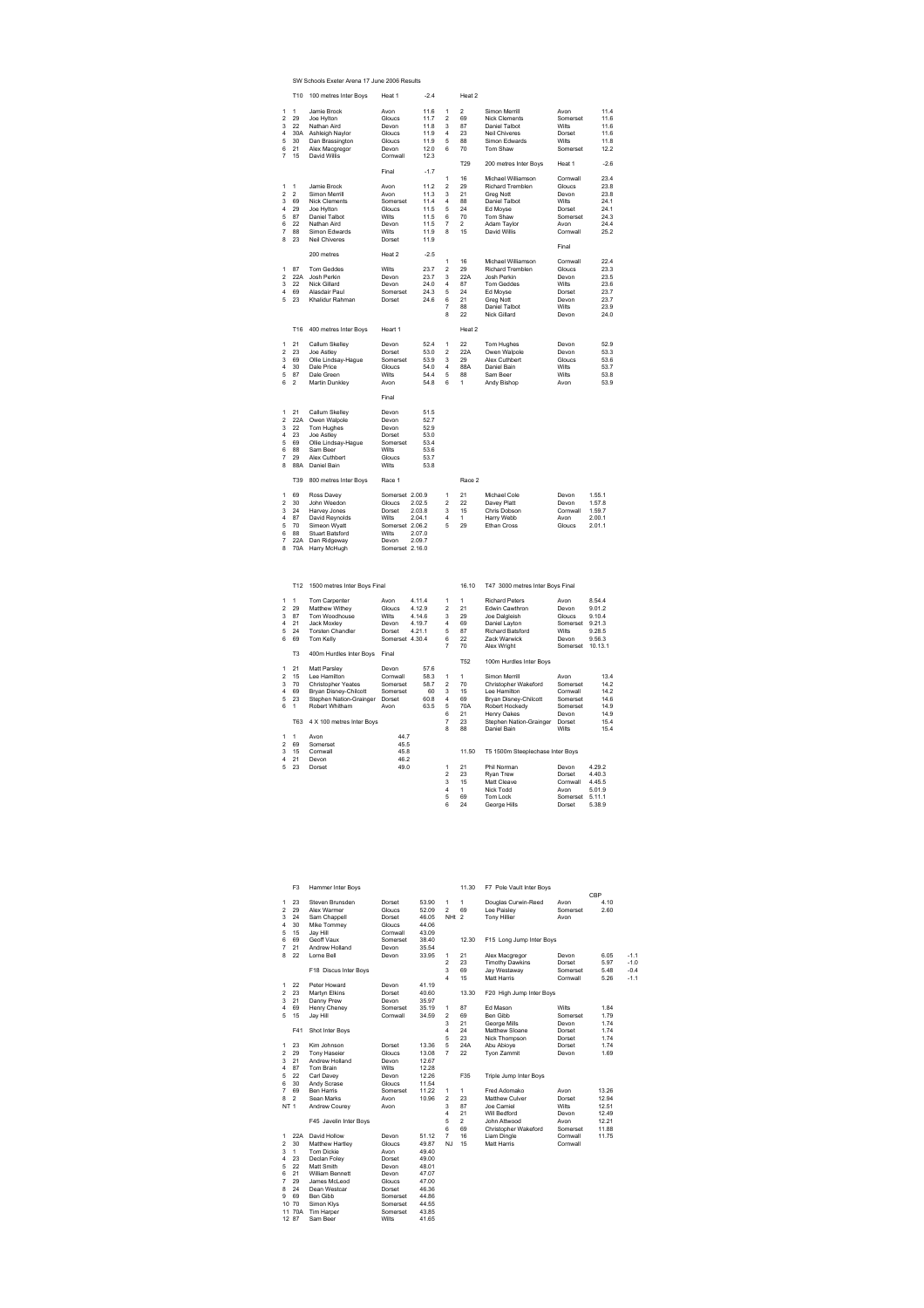# SW Schools Exeter Arena 17 June 2006 Results

## T10 100 metres Inter Boys

**Heat 1** (-2.4)

| Pos | No | Name | County | Time |
|---|---|---|---|---|
| 1 | 1 | Jamie Brock | Avon | 11.6 |
| 2 | 29 | Joe Hylton | Gloucs | 11.7 |
| 3 | 22 | Nathan Aird | Devon | 11.8 |
| 4 | 30A | Ashleigh Naylor | Gloucs | 11.9 |
| 5 | 30 | Dan Brassington | Gloucs | 11.9 |
| 6 | 21 | Alex Macgregor | Devon | 12.0 |
| 7 | 15 | David Willis | Cornwall | 12.3 |

**Heat 2**

| Pos | No | Name | County | Time |
|---|---|---|---|---|
| 1 | 2 | Simon Merrill | Avon | 11.4 |
| 2 | 69 | Nick Clements | Somerset | 11.6 |
| 3 | 87 | Daniel Talbot | Wilts | 11.6 |
| 4 | 23 | Neil Chiveres | Dorset | 11.6 |
| 5 | 88 | Simon Edwards | Wilts | 11.8 |
| 6 | 70 | Tom Shaw | Somerset | 12.2 |

**Final** (-1.7)

| Pos | No | Name | County | Time |
|---|---|---|---|---|
| 1 | 1 | Jamie Brock | Avon | 11.2 |
| 2 | 2 | Simon Merrill | Avon | 11.3 |
| 3 | 69 | Nick Clements | Somerset | 11.4 |
| 4 | 29 | Joe Hylton | Gloucs | 11.5 |
| 5 | 87 | Daniel Talbot | Wilts | 11.5 |
| 6 | 22 | Nathan Aird | Devon | 11.5 |
| 7 | 88 | Simon Edwards | Wilts | 11.9 |
| 8 | 23 | Neil Chiveres | Dorset | 11.9 |

## T29 200 metres Inter Boys

**Heat 1** (-2.6)

| Pos | No | Name | County | Time |
|---|---|---|---|---|
| 1 | 16 | Michael Williamson | Cornwall | 23.4 |
| 2 | 29 | Richard Tremblen | Gloucs | 23.8 |
| 3 | 21 | Greg Nott | Devon | 23.8 |
| 4 | 88 | Daniel Talbot | Wilts | 24.1 |
| 5 | 24 | Ed Moyse | Dorset | 24.1 |
| 6 | 70 | Tom Shaw | Somerset | 24.3 |
| 7 | 2 | Adam Taylor | Avon | 24.4 |
| 8 | 15 | David Willis | Cornwall | 25.2 |

**Heat 2** (-2.5)

| Pos | No | Name | County | Time |
|---|---|---|---|---|
| 1 | 87 | Tom Geddes | Wilts | 23.7 |
| 2 | 22A | Josh Perkin | Devon | 23.7 |
| 3 | 22 | Nick Gillard | Devon | 24.0 |
| 4 | 69 | Alasdair Paul | Somerset | 24.3 |
| 5 | 23 | Khalidur Rahman | Dorset | 24.6 |

**Final**

| Pos | No | Name | County | Time |
|---|---|---|---|---|
| 1 | 16 | Michael Williamson | Cornwall | 22.4 |
| 2 | 29 | Richard Tremblen | Gloucs | 23.3 |
| 3 | 22A | Josh Perkin | Devon | 23.5 |
| 4 | 87 | Tom Geddes | Wilts | 23.6 |
| 5 | 24 | Ed Moyse | Dorset | 23.7 |
| 6 | 21 | Greg Nott | Devon | 23.7 |
| 7 | 88 | Daniel Talbot | Wilts | 23.9 |
| 8 | 22 | Nick Gillard | Devon | 24.0 |

## T16 400 metres Inter Boys

**Heart 1**

| Pos | No | Name | County | Time |
|---|---|---|---|---|
| 1 | 21 | Callum Skelley | Devon | 52.4 |
| 2 | 23 | Joe Astley | Dorset | 53.0 |
| 3 | 69 | Ollie Lindsay-Hague | Somerset | 53.9 |
| 4 | 30 | Dale Price | Gloucs | 54.0 |
| 5 | 87 | Dale Green | Wilts | 54.4 |
| 6 | 2 | Martin Dunkley | Avon | 54.8 |

**Heat 2**

| Pos | No | Name | County | Time |
|---|---|---|---|---|
| 1 | 22 | Tom Hughes | Devon | 52.9 |
| 2 | 22A | Owen Walpole | Devon | 53.3 |
| 3 | 29 | Alex Cuthbert | Gloucs | 53.6 |
| 4 | 88A | Daniel Bain | Wilts | 53.7 |
| 5 | 88 | Sam Beer | Wilts | 53.8 |
| 6 | 1 | Andy Bishop | Avon | 53.9 |

**Final**

| Pos | No | Name | County | Time |
|---|---|---|---|---|
| 1 | 21 | Callum Skelley | Devon | 51.5 |
| 2 | 22A | Owen Walpole | Devon | 52.7 |
| 3 | 22 | Tom Hughes | Devon | 52.9 |
| 4 | 23 | Joe Astley | Dorset | 53.0 |
| 5 | 69 | Ollie Lindsay-Hague | Somerset | 53.4 |
| 6 | 88 | Sam Beer | Wilts | 53.6 |
| 7 | 29 | Alex Cuthbert | Gloucs | 53.7 |
| 8 | 88A | Daniel Bain | Wilts | 53.8 |

## T39 800 metres Inter Boys

**Race 1**

| Pos | No | Name | County | Time |
|---|---|---|---|---|
| 1 | 69 | Ross Davey | Somerset | 2.00.9 |
| 2 | 30 | John Weedon | Gloucs | 2.02.5 |
| 3 | 24 | Harvey Jones | Dorset | 2.03.8 |
| 4 | 87 | David Reynolds | Wilts | 2.04.1 |
| 5 | 70 | Simeon Wyatt | Somerset | 2.06.2 |
| 6 | 88 | Stuart Batsford | Wilts | 2.07.0 |
| 7 | 22A | Dan Ridgeway | Devon | 2.09.7 |
| 8 | 70A | Harry McHugh | Somerset | 2.16.0 |

**Race 2**

| Pos | No | Name | County | Time |
|---|---|---|---|---|
| 1 | 21 | Michael Cole | Devon | 1.55.1 |
| 2 | 22 | Davey Platt | Devon | 1.57.8 |
| 3 | 15 | Chris Dobson | Cornwall | 1.59.7 |
| 4 | 1 | Harry Webb | Avon | 2.00.1 |
| 5 | 29 | Ethan Cross | Gloucs | 2.01.1 |

## T12 1500 metres Inter Boys Final

| Pos | No | Name | County | Time |
|---|---|---|---|---|
| 1 | 1 | Tom Carpenter | Avon | 4.11.4 |
| 2 | 29 | Matthew Withey | Gloucs | 4.12.9 |
| 3 | 87 | Tom Woodhouse | Wilts | 4.14.6 |
| 4 | 21 | Jack Moxley | Devon | 4.19.7 |
| 5 | 24 | Torsten Chandler | Dorset | 4.21.1 |
| 6 | 69 | Tom Kelly | Somerset | 4.30.4 |

## 16.10 T47 3000 metres Inter Boys Final

| Pos | No | Name | County | Time |
|---|---|---|---|---|
| 1 | 1 | Richard Peters | Avon | 8.54.4 |
| 2 | 21 | Edwin Cawthron | Devon | 9.01.2 |
| 3 | 29 | Joe Dalgleish | Gloucs | 9.10.4 |
| 4 | 69 | Daniel Layton | Somerset | 9.21.3 |
| 5 | 87 | Richard Batsford | Wilts | 9.28.5 |
| 6 | 22 | Zack Warwick | Devon | 9.56.3 |
| 7 | 70 | Alex Wright | Somerset | 10.13.1 |

## T3 400m Hurdles Inter Boys Final

| Pos | No | Name | County | Time |
|---|---|---|---|---|
| 1 | 21 | Matt Parsley | Devon | 57.6 |
| 2 | 15 | Lee Hamilton | Cornwall | 58.3 |
| 3 | 70 | Christopher Yeates | Somerset | 58.7 |
| 4 | 69 | Bryan Disney-Chilcott | Somerset | 60 |
| 5 | 23 | Stephen Nation-Grainger | Dorset | 60.8 |
| 6 | 1 | Robert Whitham | Avon | 63.5 |

## T52 100m Hurdles Inter Boys

| Pos | No | Name | County | Time |
|---|---|---|---|---|
| 1 | 1 | Simon Merrill | Avon | 13.4 |
| 2 | 70 | Christopher Wakeford | Somerset | 14.2 |
| 3 | 15 | Lee Hamilton | Cornwall | 14.2 |
| 4 | 69 | Bryan Disney-Chilcott | Somerset | 14.6 |
| 5 | 70A | Robert Hockedy | Somerset | 14.9 |
| 6 | 21 | Henry Oakes | Devon | 14.9 |
| 7 | 23 | Stephen Nation-Grainger | Dorset | 15.4 |
| 8 | 88 | Daniel Bain | Wilts | 15.4 |

## T63 4 X 100 metres Inter Boys

| Pos | No | Team | Time |
|---|---|---|---|
| 1 | 1 | Avon | 44.7 |
| 2 | 69 | Somerset | 45.5 |
| 3 | 15 | Cornwall | 45.8 |
| 4 | 21 | Devon | 46.2 |
| 5 | 23 | Dorset | 49.0 |

## 11.50 T5 1500m Steeplechase Inter Boys

| Pos | No | Name | County | Time |
|---|---|---|---|---|
| 1 | 21 | Phil Norman | Devon | 4.29.2 |
| 2 | 23 | Ryan Trew | Dorset | 4.40.3 |
| 3 | 15 | Matt Cleave | Cornwall | 4.45.5 |
| 4 | 1 | Nick Todd | Avon | 5.01.9 |
| 5 | 69 | Tom Lock | Somerset | 5.11.1 |
| 6 | 24 | George Hills | Dorset | 5.38.9 |

## F3 Hammer Inter Boys

| Pos | No | Name | County | Distance |
|---|---|---|---|---|
| 1 | 23 | Steven Brunsden | Dorset | 53.90 |
| 2 | 29 | Alex Warmer | Gloucs | 52.09 |
| 3 | 24 | Sam Chappell | Dorset | 46.05 |
| 4 | 30 | Mike Tommey | Gloucs | 44.06 |
| 5 | 15 | Jay Hill | Cornwall | 43.09 |
| 6 | 69 | Geoff Vaux | Somerset | 38.40 |
| 7 | 21 | Andrew Holland | Devon | 35.54 |
| 8 | 22 | Lorne Bell | Devon | 33.95 |

## F18 Discus Inter Boys

| Pos | No | Name | County | Distance |
|---|---|---|---|---|
| 1 | 22 | Peter Howard | Devon | 41.19 |
| 2 | 23 | Martyn Elkins | Dorset | 40.60 |
| 3 | 21 | Danny Prew | Devon | 35.97 |
| 4 | 69 | Henry Cheney | Somerset | 35.19 |
| 5 | 15 | Jay Hill | Cornwall | 34.59 |

## F41 Shot Inter Boys

| Pos | No | Name | County | Distance |
|---|---|---|---|---|
| 1 | 23 | Kim Johnson | Dorset | 13.36 |
| 2 | 29 | Tony Haseler | Gloucs | 13.08 |
| 3 | 21 | Andrew Holland | Devon | 12.67 |
| 4 | 87 | Tom Brain | Wilts | 12.28 |
| 5 | 22 | Carl Davey | Devon | 12.26 |
| 6 | 30 | Andy Scrase | Gloucs | 11.54 |
| 7 | 69 | Ben Harris | Somerset | 11.22 |
| 8 | 2 | Sean Marks | Avon | 10.96 |
| NT | 1 | Andrew Courey | Avon | |

## F45 Javelin Inter Boys

| Pos | No | Name | County | Distance |
|---|---|---|---|---|
| 1 | 22A | David Hollow | Devon | 51.12 |
| 2 | 30 | Matthew Hartley | Gloucs | 49.87 |
| 3 | 1 | Tom Dickie | Avon | 49.40 |
| 4 | 23 | Declan Foley | Dorset | 49.00 |
| 5 | 22 | Matt Smith | Devon | 48.01 |
| 6 | 21 | William Bennett | Devon | 47.07 |
| 7 | 29 | James McLeod | Gloucs | 47.00 |
| 8 | 24 | Dean Westcar | Dorset | 46.36 |
| 9 | 69 | Ben Gibb | Somerset | 44.86 |
| 10 | 70 | Simon Klys | Somerset | 44.55 |
| 11 | 70A | Tim Harper | Somerset | 43.85 |
| 12 | 87 | Sam Beer | Wilts | 41.65 |

## 11.30 F7 Pole Vault Inter Boys

| Pos | No | Name | County | CBP |
|---|---|---|---|---|
| 1 | 1 | Douglas Curwin-Reed | Avon | 4.10 |
| 2 | 69 | Lee Paisley | Somerset | 2.60 |
| NHt | 2 | Tony Hillier | Avon | |

## 12.30 F15 Long Jump Inter Boys

| Pos | No | Name | County | Distance | Wind |
|---|---|---|---|---|---|
| 1 | 21 | Alex Macgregor | Devon | 6.05 | -1.1 |
| 2 | 23 | Timothy Dawkins | Dorset | 5.97 | -1.0 |
| 3 | 69 | Jay Westaway | Somerset | 5.48 | -0.4 |
| 4 | 15 | Matt Harris | Cornwall | 5.26 | -1.1 |

## 13.30 F20 High Jump Inter Boys

| Pos | No | Name | County | Height |
|---|---|---|---|---|
| 1 | 87 | Ed Mason | Wilts | 1.84 |
| 2 | 69 | Ben Gibb | Somerset | 1.79 |
| 3 | 21 | George Mills | Devon | 1.74 |
| 4 | 24 | Matthew Sloane | Dorset | 1.74 |
| 5 | 23 | Nick Thompson | Dorset | 1.74 |
| 5 | 24A | Abu Abioye | Dorset | 1.74 |
| 7 | 22 | Tyon Zammit | Devon | 1.69 |

## F35 Triple Jump Inter Boys

| Pos | No | Name | County | Distance |
|---|---|---|---|---|
| 1 | 1 | Fred Adomako | Avon | 13.26 |
| 2 | 23 | Matthew Culver | Dorset | 12.94 |
| 3 | 87 | Joe Carniel | Wilts | 12.51 |
| 4 | 21 | Will Bedford | Devon | 12.49 |
| 5 | 2 | John Attwood | Avon | 12.21 |
| 6 | 69 | Christopher Wakeford | Somerset | 11.88 |
| 7 | 16 | Liam Dingle | Cornwall | 11.75 |
| NJ | 15 | Matt Harris | Cornwall | |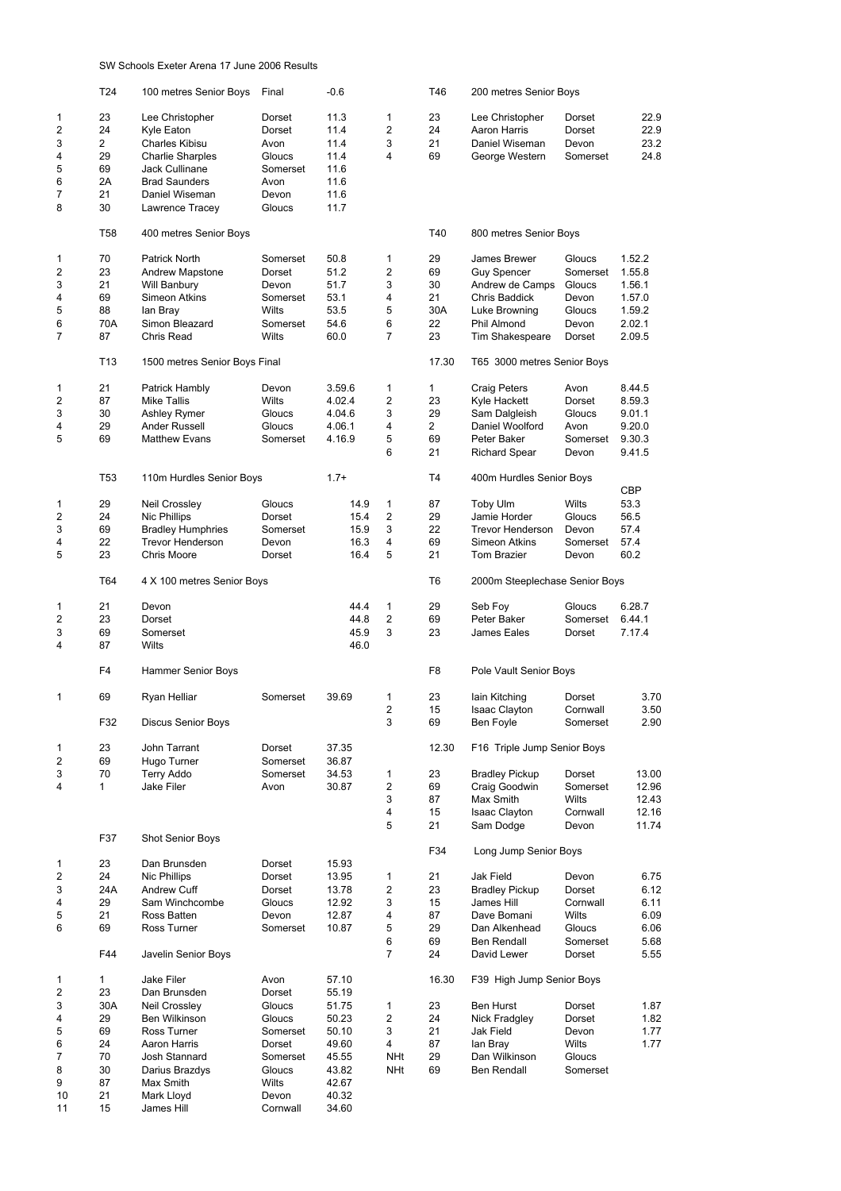SW Schools Exeter Arena 17 June 2006 Results

## T24 100 metres Senior Boys Final -0.6

| Pos | No | Name | County | Result |
|---|---|---|---|---|
| 1 | 23 | Lee Christopher | Dorset | 11.3 |
| 2 | 24 | Kyle Eaton | Dorset | 11.4 |
| 3 | 2 | Charles Kibisu | Avon | 11.4 |
| 4 | 29 | Charlie Sharples | Gloucs | 11.4 |
| 5 | 69 | Jack Cullinane | Somerset | 11.6 |
| 6 | 2A | Brad Saunders | Avon | 11.6 |
| 7 | 21 | Daniel Wiseman | Devon | 11.6 |
| 8 | 30 | Lawrence Tracey | Gloucs | 11.7 |

## T46 200 metres Senior Boys

| Pos | No | Name | County | Result |
|---|---|---|---|---|
| 1 | 23 | Lee Christopher | Dorset | 22.9 |
| 2 | 24 | Aaron Harris | Dorset | 22.9 |
| 3 | 21 | Daniel Wiseman | Devon | 23.2 |
| 4 | 69 | George Western | Somerset | 24.8 |

## T58 400 metres Senior Boys

| Pos | No | Name | County | Result |
|---|---|---|---|---|
| 1 | 70 | Patrick North | Somerset | 50.8 |
| 2 | 23 | Andrew Mapstone | Dorset | 51.2 |
| 3 | 21 | Will Banbury | Devon | 51.7 |
| 4 | 69 | Simeon Atkins | Somerset | 53.1 |
| 5 | 88 | Ian Bray | Wilts | 53.5 |
| 6 | 70A | Simon Bleazard | Somerset | 54.6 |
| 7 | 87 | Chris Read | Wilts | 60.0 |

## T40 800 metres Senior Boys

| Pos | No | Name | County | Result |
|---|---|---|---|---|
| 1 | 29 | James Brewer | Gloucs | 1.52.2 |
| 2 | 69 | Guy Spencer | Somerset | 1.55.8 |
| 3 | 30 | Andrew de Camps | Gloucs | 1.56.1 |
| 4 | 21 | Chris Baddick | Devon | 1.57.0 |
| 5 | 30A | Luke Browning | Gloucs | 1.59.2 |
| 6 | 22 | Phil Almond | Devon | 2.02.1 |
| 7 | 23 | Tim Shakespeare | Dorset | 2.09.5 |

## T13 1500 metres Senior Boys Final

| Pos | No | Name | County | Result |
|---|---|---|---|---|
| 1 | 21 | Patrick Hambly | Devon | 3.59.6 |
| 2 | 87 | Mike Tallis | Wilts | 4.02.4 |
| 3 | 30 | Ashley Rymer | Gloucs | 4.04.6 |
| 4 | 29 | Ander Russell | Gloucs | 4.06.1 |
| 5 | 69 | Matthew Evans | Somerset | 4.16.9 |

## 17.30 T65 3000 metres Senior Boys

| Pos | No | Name | County | Result |
|---|---|---|---|---|
| 1 | 1 | Craig Peters | Avon | 8.44.5 |
| 2 | 23 | Kyle Hackett | Dorset | 8.59.3 |
| 3 | 29 | Sam Dalgleish | Gloucs | 9.01.1 |
| 4 | 2 | Daniel Woolford | Avon | 9.20.0 |
| 5 | 69 | Peter Baker | Somerset | 9.30.3 |
| 6 | 21 | Richard Spear | Devon | 9.41.5 |

## T53 110m Hurdles Senior Boys 1.7+

| Pos | No | Name | County | Result |
|---|---|---|---|---|
| 1 | 29 | Neil Crossley | Gloucs | 14.9 |
| 2 | 24 | Nic Phillips | Dorset | 15.4 |
| 3 | 69 | Bradley Humphries | Somerset | 15.9 |
| 4 | 22 | Trevor Henderson | Devon | 16.3 |
| 5 | 23 | Chris Moore | Dorset | 16.4 |

## T4 400m Hurdles Senior Boys

| Pos | No | Name | County | Result |
|---|---|---|---|---|
| 1 | 87 | Toby Ulm | Wilts | CBP 53.3 |
| 2 | 29 | Jamie Horder | Gloucs | 56.5 |
| 3 | 22 | Trevor Henderson | Devon | 57.4 |
| 4 | 69 | Simeon Atkins | Somerset | 57.4 |
| 5 | 21 | Tom Brazier | Devon | 60.2 |

## T64 4 X 100 metres Senior Boys

| Pos | No | Team | Result |
|---|---|---|---|
| 1 | 21 | Devon | 44.4 |
| 2 | 23 | Dorset | 44.8 |
| 3 | 69 | Somerset | 45.9 |
| 4 | 87 | Wilts | 46.0 |

## T6 2000m Steeplechase Senior Boys

| Pos | No | Name | County | Result |
|---|---|---|---|---|
| 1 | 29 | Seb Foy | Gloucs | 6.28.7 |
| 2 | 69 | Peter Baker | Somerset | 6.44.1 |
| 3 | 23 | James Eales | Dorset | 7.17.4 |

## F4 Hammer Senior Boys

| Pos | No | Name | County | Result |
|---|---|---|---|---|
| 1 | 69 | Ryan Helliar | Somerset | 39.69 |

## F8 Pole Vault Senior Boys

| Pos | No | Name | County | Result |
|---|---|---|---|---|
| 1 | 23 | Iain Kitching | Dorset | 3.70 |
| 2 | 15 | Isaac Clayton | Cornwall | 3.50 |
| 3 | 69 | Ben Foyle | Somerset | 2.90 |

## F32 Discus Senior Boys

| Pos | No | Name | County | Result |
|---|---|---|---|---|
| 1 | 23 | John Tarrant | Dorset | 37.35 |
| 2 | 69 | Hugo Turner | Somerset | 36.87 |
| 3 | 70 | Terry Addo | Somerset | 34.53 |
| 4 | 1 | Jake Filer | Avon | 30.87 |

## 12.30 F16 Triple Jump Senior Boys

| Pos | No | Name | County | Result |
|---|---|---|---|---|
| 1 | 23 | Bradley Pickup | Dorset | 13.00 |
| 2 | 69 | Craig Goodwin | Somerset | 12.96 |
| 3 | 87 | Max Smith | Wilts | 12.43 |
| 4 | 15 | Isaac Clayton | Cornwall | 12.16 |
| 5 | 21 | Sam Dodge | Devon | 11.74 |

## F37 Shot Senior Boys

| Pos | No | Name | County | Result |
|---|---|---|---|---|
| 1 | 23 | Dan Brunsden | Dorset | 15.93 |
| 2 | 24 | Nic Phillips | Dorset | 13.95 |
| 3 | 24A | Andrew Cuff | Dorset | 13.78 |
| 4 | 29 | Sam Winchcombe | Gloucs | 12.92 |
| 5 | 21 | Ross Batten | Devon | 12.87 |
| 6 | 69 | Ross Turner | Somerset | 10.87 |

## F34 Long Jump Senior Boys

| Pos | No | Name | County | Result |
|---|---|---|---|---|
| 1 | 21 | Jak Field | Devon | 6.75 |
| 2 | 23 | Bradley Pickup | Dorset | 6.12 |
| 3 | 15 | James Hill | Cornwall | 6.11 |
| 4 | 87 | Dave Bomani | Wilts | 6.09 |
| 5 | 29 | Dan Alkenhead | Gloucs | 6.06 |
| 6 | 69 | Ben Rendall | Somerset | 5.68 |
| 7 | 24 | David Lewer | Dorset | 5.55 |

## F44 Javelin Senior Boys

| Pos | No | Name | County | Result |
|---|---|---|---|---|
| 1 | 1 | Jake Filer | Avon | 57.10 |
| 2 | 23 | Dan Brunsden | Dorset | 55.19 |
| 3 | 30A | Neil Crossley | Gloucs | 51.75 |
| 4 | 29 | Ben Wilkinson | Gloucs | 50.23 |
| 5 | 69 | Ross Turner | Somerset | 50.10 |
| 6 | 24 | Aaron Harris | Dorset | 49.60 |
| 7 | 70 | Josh Stannard | Somerset | 45.55 |
| 8 | 30 | Darius Brazdys | Gloucs | 43.82 |
| 9 | 87 | Max Smith | Wilts | 42.67 |
| 10 | 21 | Mark Lloyd | Devon | 40.32 |
| 11 | 15 | James Hill | Cornwall | 34.60 |

## 16.30 F39 High Jump Senior Boys

| Pos | No | Name | County | Result |
|---|---|---|---|---|
| 1 | 23 | Ben Hurst | Dorset | 1.87 |
| 2 | 24 | Nick Fradgley | Dorset | 1.82 |
| 3 | 21 | Jak Field | Devon | 1.77 |
| 4 | 87 | Ian Bray | Wilts | 1.77 |
| NHt | 29 | Dan Wilkinson | Gloucs | |
| NHt | 69 | Ben Rendall | Somerset | |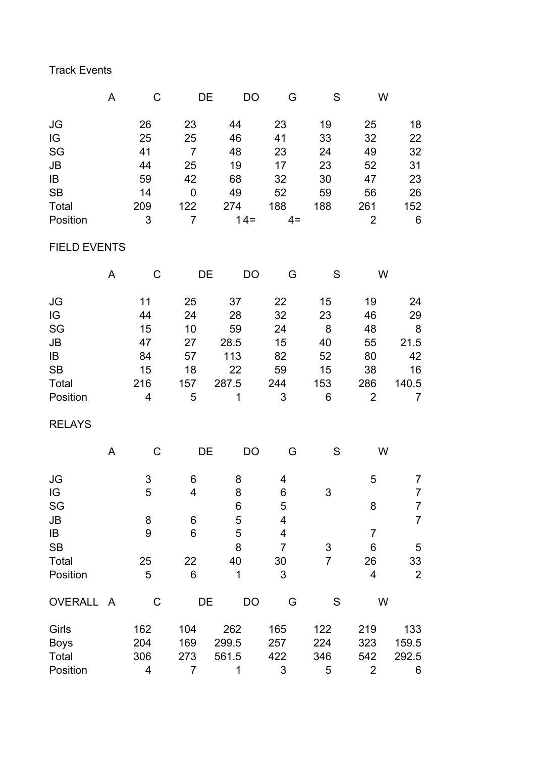Track Events

| | A | C | DE | DO | G | S | W |
|---|---|---|---|---|---|---|---|
| JG | 26 | 23 | 44 | 23 | 19 | 25 | 18 |
| IG | 25 | 25 | 46 | 41 | 33 | 32 | 22 |
| SG | 41 | 7 | 48 | 23 | 24 | 49 | 32 |
| JB | 44 | 25 | 19 | 17 | 23 | 52 | 31 |
| IB | 59 | 42 | 68 | 32 | 30 | 47 | 23 |
| SB | 14 | 0 | 49 | 52 | 59 | 56 | 26 |
| Total | 209 | 122 | 274 | 188 | 188 | 261 | 152 |
| Position | 3 | 7 | 1 | 4= | 4= | 2 | 6 |

FIELD EVENTS

| | A | C | DE | DO | G | S | W |
|---|---|---|---|---|---|---|---|
| JG | 11 | 25 | 37 | 22 | 15 | 19 | 24 |
| IG | 44 | 24 | 28 | 32 | 23 | 46 | 29 |
| SG | 15 | 10 | 59 | 24 | 8 | 48 | 8 |
| JB | 47 | 27 | 28.5 | 15 | 40 | 55 | 21.5 |
| IB | 84 | 57 | 113 | 82 | 52 | 80 | 42 |
| SB | 15 | 18 | 22 | 59 | 15 | 38 | 16 |
| Total | 216 | 157 | 287.5 | 244 | 153 | 286 | 140.5 |
| Position | 4 | 5 | 1 | 3 | 6 | 2 | 7 |

RELAYS

| | A | C | DE | DO | G | S | W |
|---|---|---|---|---|---|---|---|
| JG | 3 | 6 | 8 | 4 | | 5 | 7 |
| IG | 5 | 4 | 8 | 6 | 3 | | 7 |
| SG | | | 6 | 5 | | 8 | 7 |
| JB | 8 | 6 | 5 | 4 | | | 7 |
| IB | 9 | 6 | 5 | 4 | | 7 | |
| SB | | | 8 | 7 | 3 | 6 | 5 |
| Total | 25 | 22 | 40 | 30 | 7 | 26 | 33 |
| Position | 5 | 6 | 1 | 3 | | 4 | 2 |

| OVERALL | A | C | DE | DO | G | S | W |
|---|---|---|---|---|---|---|---|
| Girls | 162 | 104 | 262 | 165 | 122 | 219 | 133 |
| Boys | 204 | 169 | 299.5 | 257 | 224 | 323 | 159.5 |
| Total | 306 | 273 | 561.5 | 422 | 346 | 542 | 292.5 |
| Position | 4 | 7 | 1 | 3 | 5 | 2 | 6 |